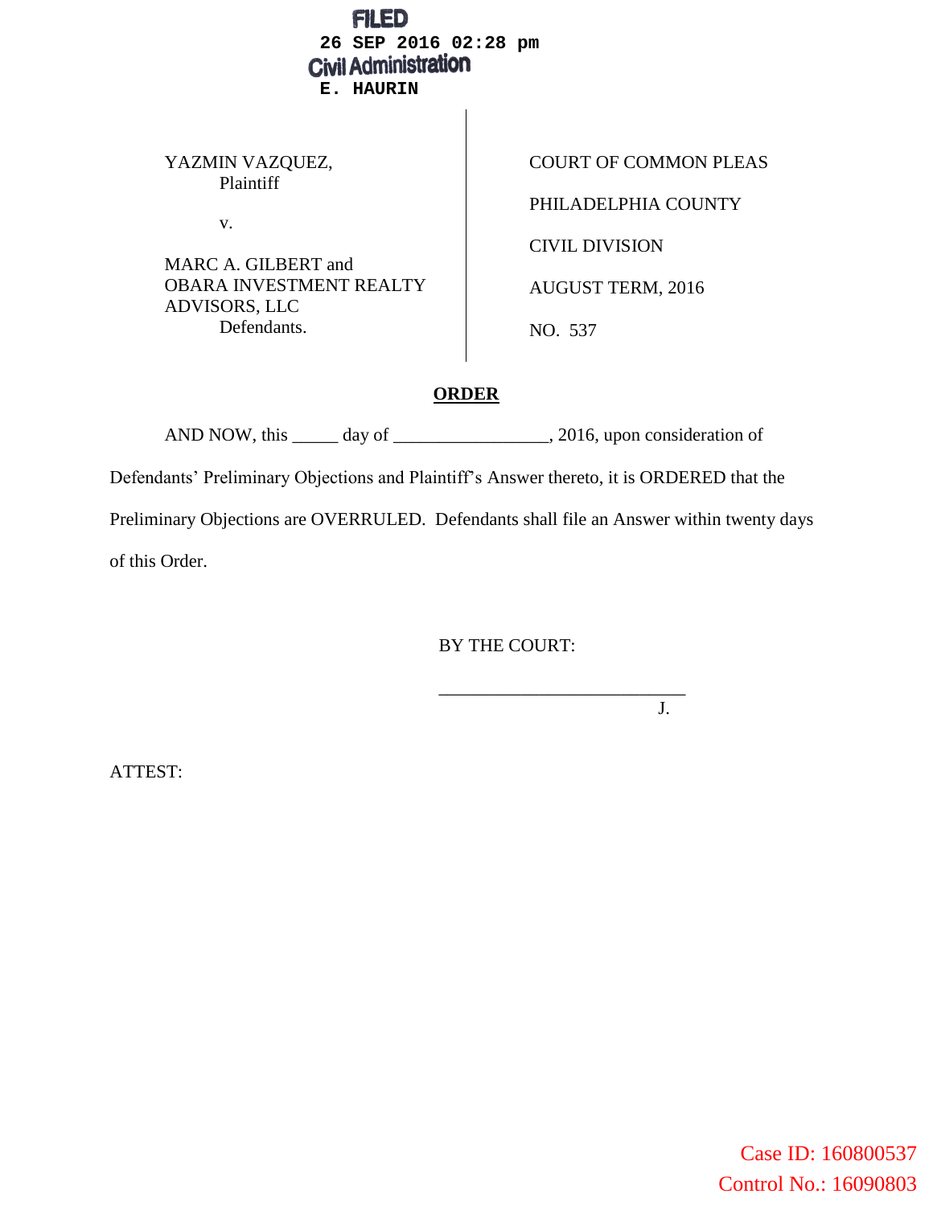FILED
26 SEP 2016 02:28 pm
Civil Administration
E. HAURIN

| | |
|---|---|
| YAZMIN VAZQUEZ,<br>Plaintiff<br><br>v.<br><br>MARC A. GILBERT and<br>OBARA INVESTMENT REALTY ADVISORS, LLC<br>Defendants. | COURT OF COMMON PLEAS<br><br>PHILADELPHIA COUNTY<br><br>CIVIL DIVISION<br><br>AUGUST TERM, 2016<br><br>NO. 537 |

**ORDER**

AND NOW, this _____ day of _________________, 2016, upon consideration of Defendants' Preliminary Objections and Plaintiff's Answer thereto, it is ORDERED that the Preliminary Objections are OVERRULED. Defendants shall file an Answer within twenty days of this Order.

BY THE COURT:

___________________________
J.

ATTEST:

Case ID: 160800537
Control No.: 16090803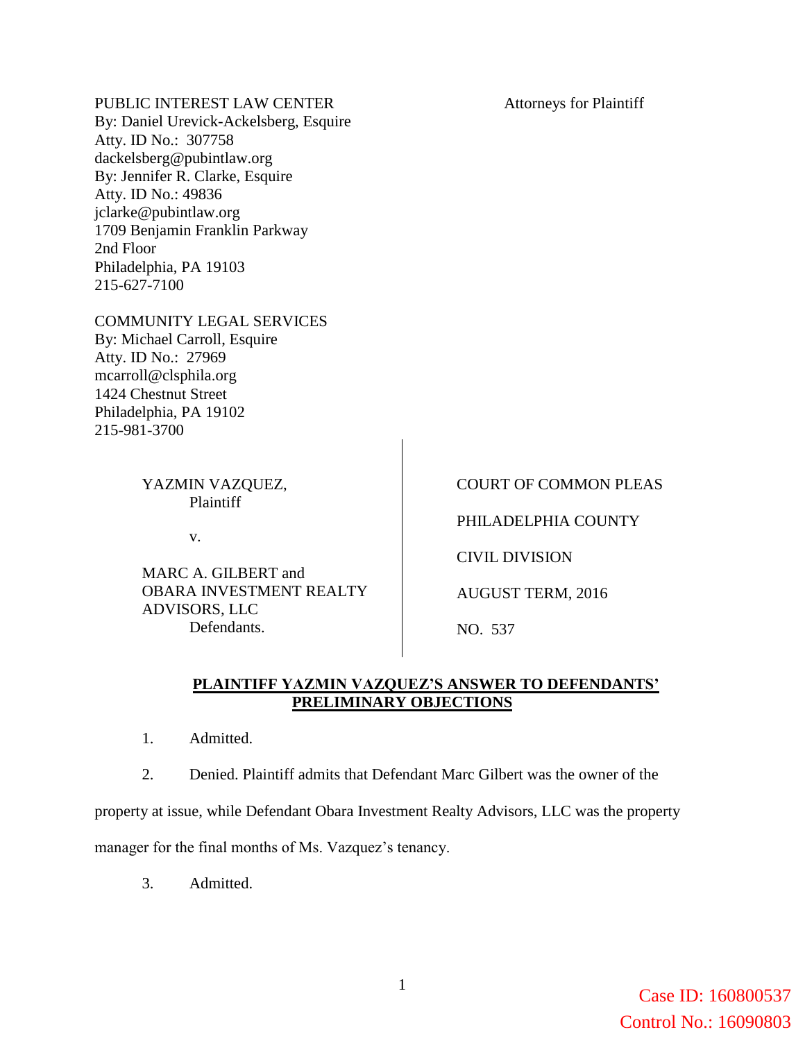PUBLIC INTEREST LAW CENTER
By: Daniel Urevick-Ackelsberg, Esquire
Atty. ID No.: 307758
dackelsberg@pubintlaw.org
By: Jennifer R. Clarke, Esquire
Atty. ID No.: 49836
jclarke@pubintlaw.org
1709 Benjamin Franklin Parkway
2nd Floor
Philadelphia, PA 19103
215-627-7100

Attorneys for Plaintiff

COMMUNITY LEGAL SERVICES
By: Michael Carroll, Esquire
Atty. ID No.: 27969
mcarroll@clsphila.org
1424 Chestnut Street
Philadelphia, PA 19102
215-981-3700

| | |
|---|---|
| YAZMIN VAZQUEZ, Plaintiff | COURT OF COMMON PLEAS |
| v. | PHILADELPHIA COUNTY |
| | CIVIL DIVISION |
| MARC A. GILBERT and OBARA INVESTMENT REALTY ADVISORS, LLC Defendants. | AUGUST TERM, 2016 |
| | NO. 537 |

**PLAINTIFF YAZMIN VAZQUEZ'S ANSWER TO DEFENDANTS' PRELIMINARY OBJECTIONS**

1. Admitted.

2. Denied. Plaintiff admits that Defendant Marc Gilbert was the owner of the property at issue, while Defendant Obara Investment Realty Advisors, LLC was the property manager for the final months of Ms. Vazquez's tenancy.

3. Admitted.

Case ID: 160800537
Control No.: 16090803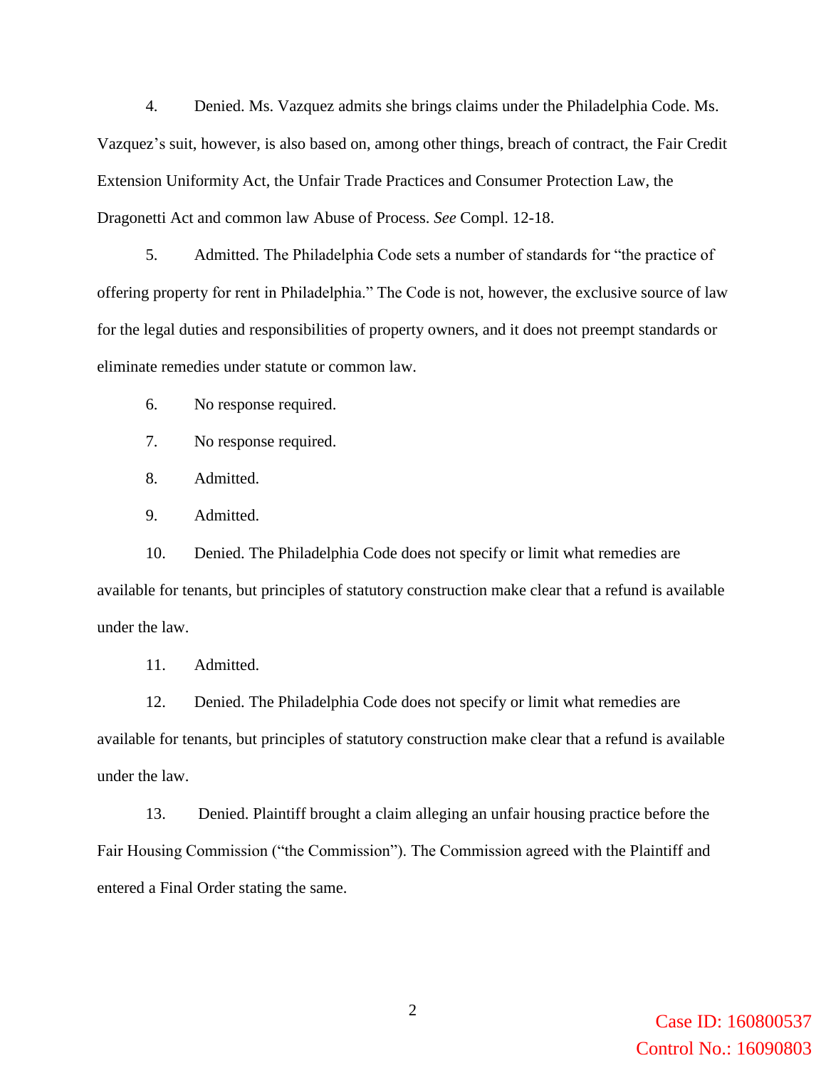4. Denied. Ms. Vazquez admits she brings claims under the Philadelphia Code. Ms. Vazquez's suit, however, is also based on, among other things, breach of contract, the Fair Credit Extension Uniformity Act, the Unfair Trade Practices and Consumer Protection Law, the Dragonetti Act and common law Abuse of Process. *See* Compl. 12-18.

5. Admitted. The Philadelphia Code sets a number of standards for "the practice of offering property for rent in Philadelphia." The Code is not, however, the exclusive source of law for the legal duties and responsibilities of property owners, and it does not preempt standards or eliminate remedies under statute or common law.

6. No response required.

7. No response required.

8. Admitted.

9. Admitted.

10. Denied. The Philadelphia Code does not specify or limit what remedies are available for tenants, but principles of statutory construction make clear that a refund is available under the law.

11. Admitted.

12. Denied. The Philadelphia Code does not specify or limit what remedies are available for tenants, but principles of statutory construction make clear that a refund is available under the law.

13. Denied. Plaintiff brought a claim alleging an unfair housing practice before the Fair Housing Commission ("the Commission"). The Commission agreed with the Plaintiff and entered a Final Order stating the same.

Case ID: 160800537
Control No.: 16090803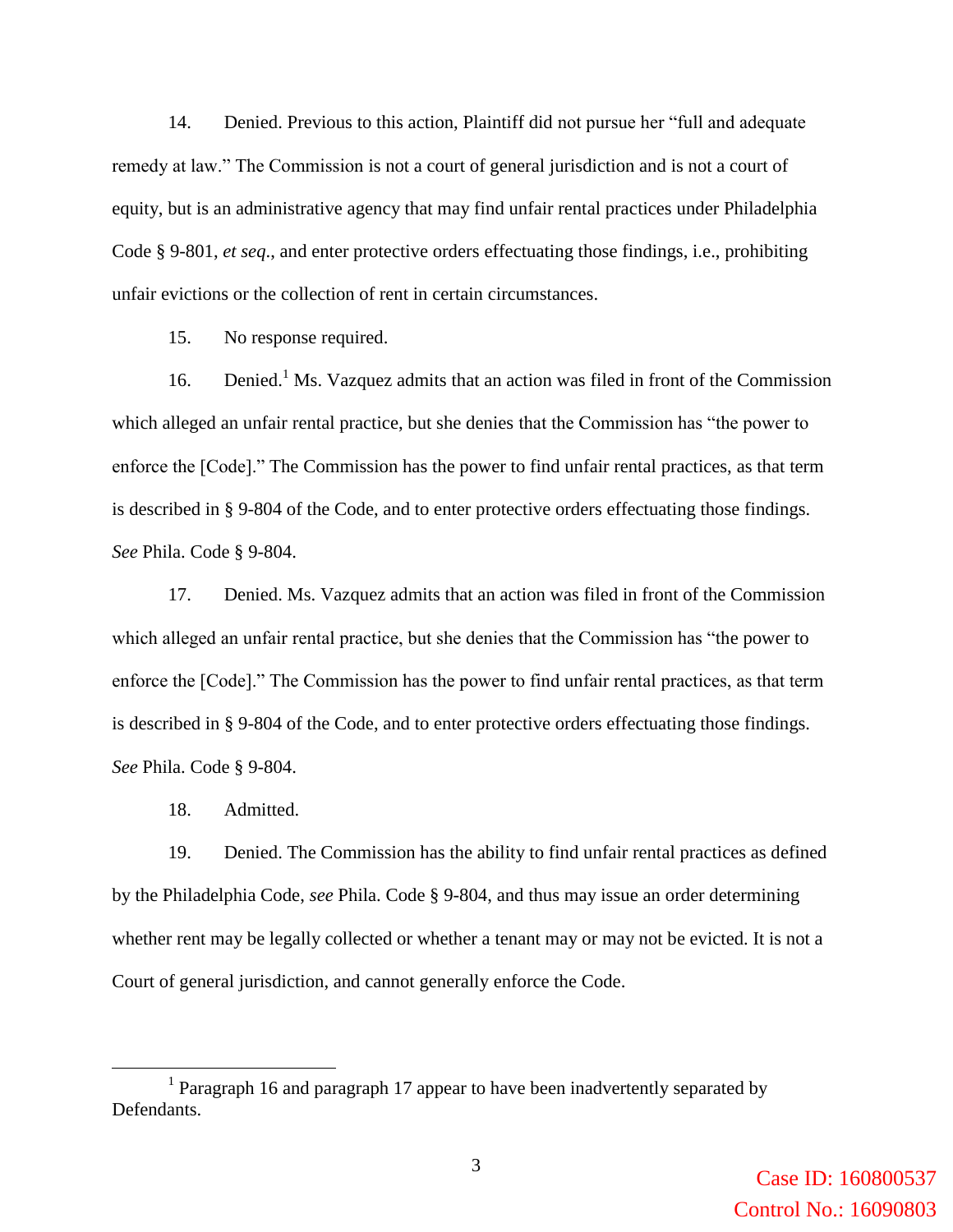14. Denied. Previous to this action, Plaintiff did not pursue her "full and adequate remedy at law." The Commission is not a court of general jurisdiction and is not a court of equity, but is an administrative agency that may find unfair rental practices under Philadelphia Code § 9-801, *et seq*., and enter protective orders effectuating those findings, i.e., prohibiting unfair evictions or the collection of rent in certain circumstances.

15. No response required.

16. Denied.[1] Ms. Vazquez admits that an action was filed in front of the Commission which alleged an unfair rental practice, but she denies that the Commission has "the power to enforce the [Code]." The Commission has the power to find unfair rental practices, as that term is described in § 9-804 of the Code, and to enter protective orders effectuating those findings. *See* Phila. Code § 9-804.

17. Denied. Ms. Vazquez admits that an action was filed in front of the Commission which alleged an unfair rental practice, but she denies that the Commission has "the power to enforce the [Code]." The Commission has the power to find unfair rental practices, as that term is described in § 9-804 of the Code, and to enter protective orders effectuating those findings. *See* Phila. Code § 9-804.

18. Admitted.

19. Denied. The Commission has the ability to find unfair rental practices as defined by the Philadelphia Code, *see* Phila. Code § 9-804, and thus may issue an order determining whether rent may be legally collected or whether a tenant may or may not be evicted. It is not a Court of general jurisdiction, and cannot generally enforce the Code.

---

[1] Paragraph 16 and paragraph 17 appear to have been inadvertently separated by Defendants.

Case ID: 160800537
Control No.: 16090803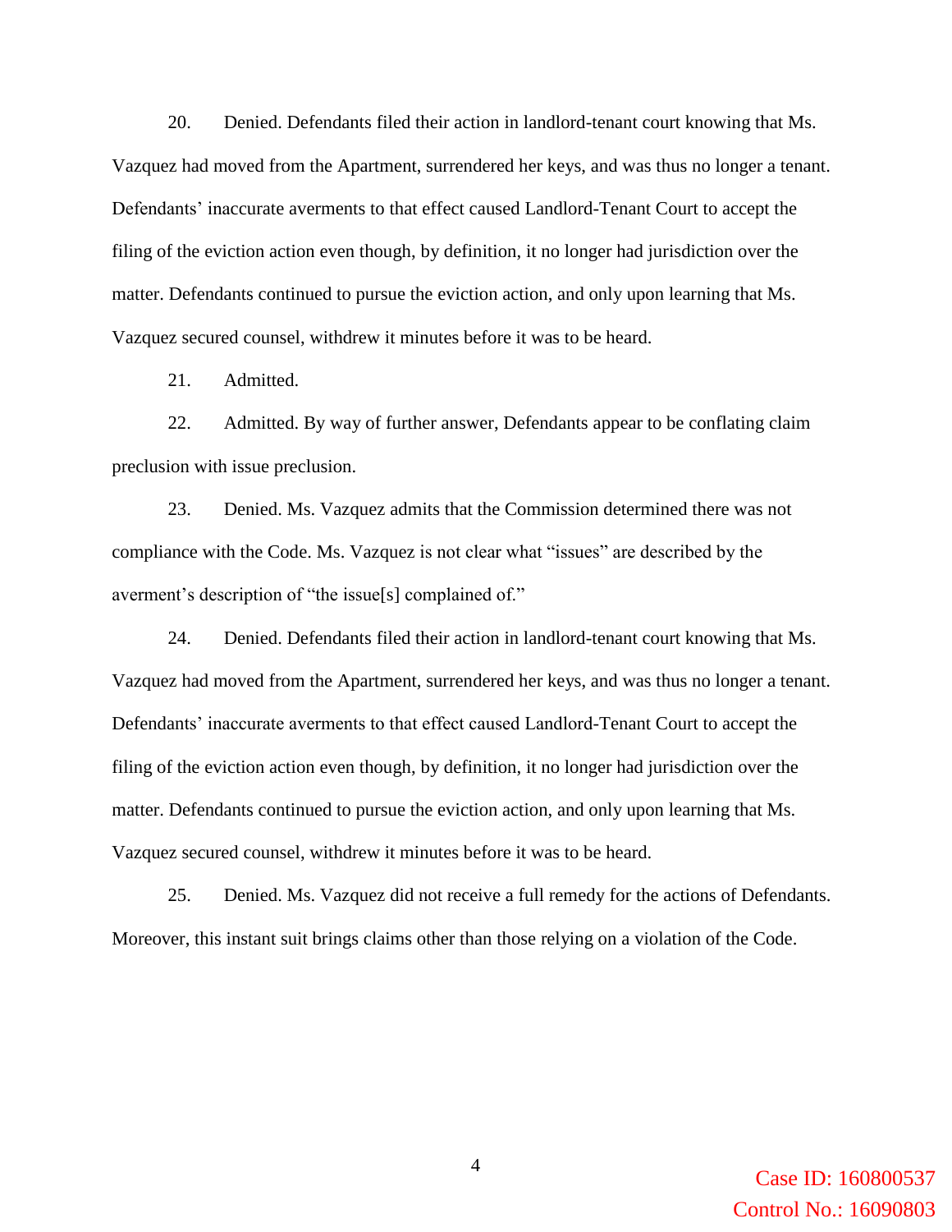20. Denied. Defendants filed their action in landlord-tenant court knowing that Ms. Vazquez had moved from the Apartment, surrendered her keys, and was thus no longer a tenant. Defendants' inaccurate averments to that effect caused Landlord-Tenant Court to accept the filing of the eviction action even though, by definition, it no longer had jurisdiction over the matter. Defendants continued to pursue the eviction action, and only upon learning that Ms. Vazquez secured counsel, withdrew it minutes before it was to be heard.

21. Admitted.

22. Admitted. By way of further answer, Defendants appear to be conflating claim preclusion with issue preclusion.

23. Denied. Ms. Vazquez admits that the Commission determined there was not compliance with the Code. Ms. Vazquez is not clear what "issues" are described by the averment's description of "the issue[s] complained of."

24. Denied. Defendants filed their action in landlord-tenant court knowing that Ms. Vazquez had moved from the Apartment, surrendered her keys, and was thus no longer a tenant. Defendants' inaccurate averments to that effect caused Landlord-Tenant Court to accept the filing of the eviction action even though, by definition, it no longer had jurisdiction over the matter. Defendants continued to pursue the eviction action, and only upon learning that Ms. Vazquez secured counsel, withdrew it minutes before it was to be heard.

25. Denied. Ms. Vazquez did not receive a full remedy for the actions of Defendants. Moreover, this instant suit brings claims other than those relying on a violation of the Code.

Case ID: 160800537
Control No.: 16090803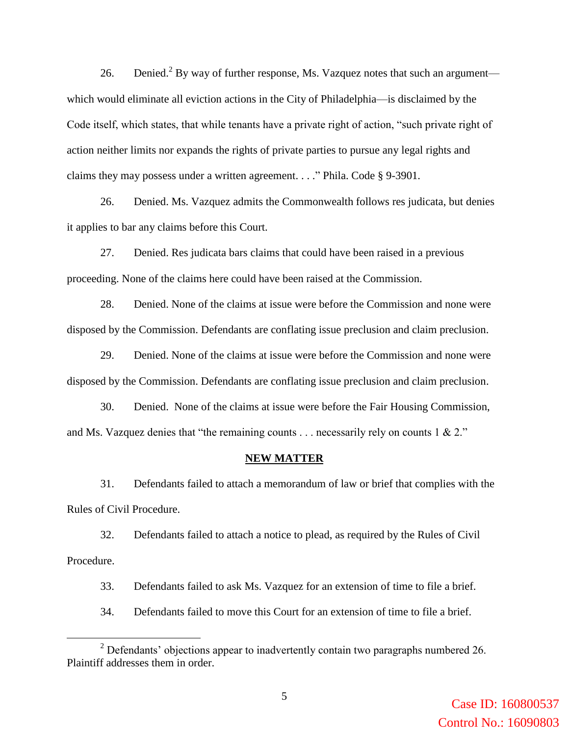26. Denied.[2] By way of further response, Ms. Vazquez notes that such an argument—which would eliminate all eviction actions in the City of Philadelphia—is disclaimed by the Code itself, which states, that while tenants have a private right of action, "such private right of action neither limits nor expands the rights of private parties to pursue any legal rights and claims they may possess under a written agreement. . . ." Phila. Code § 9-3901.

26. Denied. Ms. Vazquez admits the Commonwealth follows res judicata, but denies it applies to bar any claims before this Court.

27. Denied. Res judicata bars claims that could have been raised in a previous proceeding. None of the claims here could have been raised at the Commission.

28. Denied. None of the claims at issue were before the Commission and none were disposed by the Commission. Defendants are conflating issue preclusion and claim preclusion.

29. Denied. None of the claims at issue were before the Commission and none were disposed by the Commission. Defendants are conflating issue preclusion and claim preclusion.

30. Denied. None of the claims at issue were before the Fair Housing Commission, and Ms. Vazquez denies that "the remaining counts . . . necessarily rely on counts 1 & 2."

**NEW MATTER**

31. Defendants failed to attach a memorandum of law or brief that complies with the Rules of Civil Procedure.

32. Defendants failed to attach a notice to plead, as required by the Rules of Civil Procedure.

33. Defendants failed to ask Ms. Vazquez for an extension of time to file a brief.

34. Defendants failed to move this Court for an extension of time to file a brief.

---

[2] Defendants' objections appear to inadvertently contain two paragraphs numbered 26. Plaintiff addresses them in order.

Case ID: 160800537
Control No.: 16090803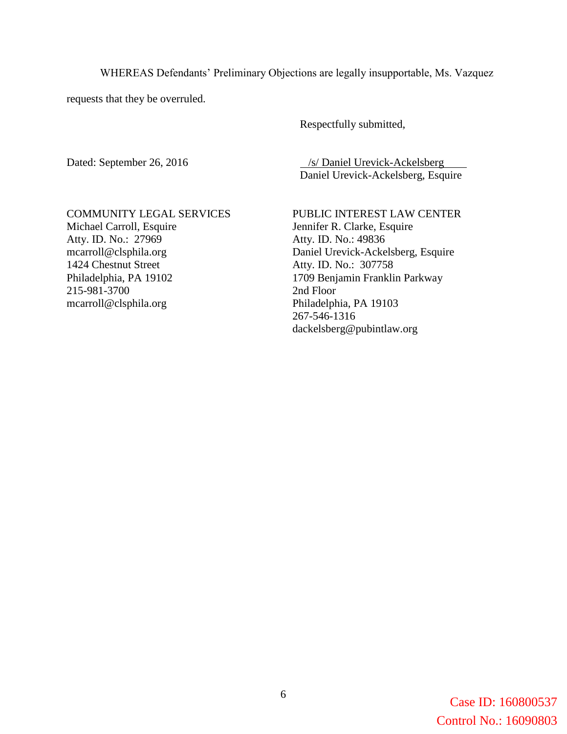WHEREAS Defendants' Preliminary Objections are legally insupportable, Ms. Vazquez requests that they be overruled.

Respectfully submitted,

Dated: September 26, 2016

/s/ Daniel Urevick-Ackelsberg
Daniel Urevick-Ackelsberg, Esquire

COMMUNITY LEGAL SERVICES
Michael Carroll, Esquire
Atty. ID. No.: 27969
mcarroll@clsphila.org
1424 Chestnut Street
Philadelphia, PA 19102
215-981-3700
mcarroll@clsphila.org

PUBLIC INTEREST LAW CENTER
Jennifer R. Clarke, Esquire
Atty. ID. No.: 49836
Daniel Urevick-Ackelsberg, Esquire
Atty. ID. No.: 307758
1709 Benjamin Franklin Parkway
2nd Floor
Philadelphia, PA 19103
267-546-1316
dackelsberg@pubintlaw.org

Case ID: 160800537
Control No.: 16090803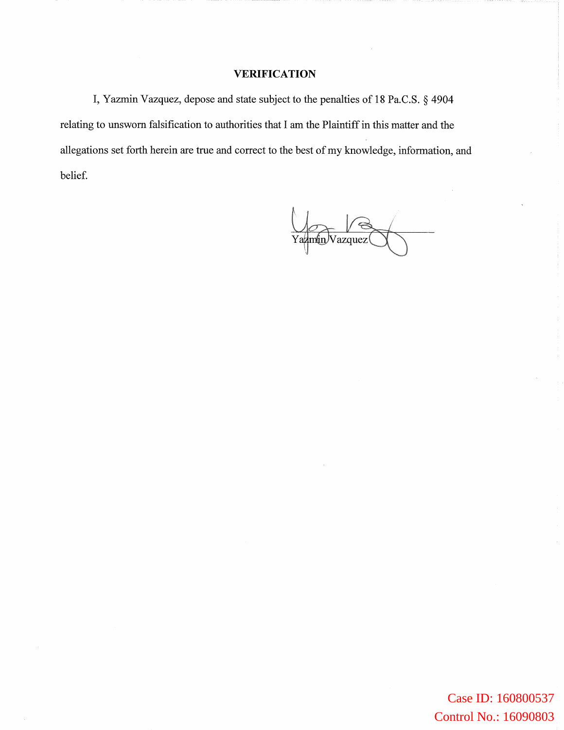## VERIFICATION

I, Yazmin Vazquez, depose and state subject to the penalties of 18 Pa.C.S. § 4904 relating to unsworn falsification to authorities that I am the Plaintiff in this matter and the allegations set forth herein are true and correct to the best of my knowledge, information, and belief.

Yazmin Vazquez

Case ID: 160800537
Control No.: 16090803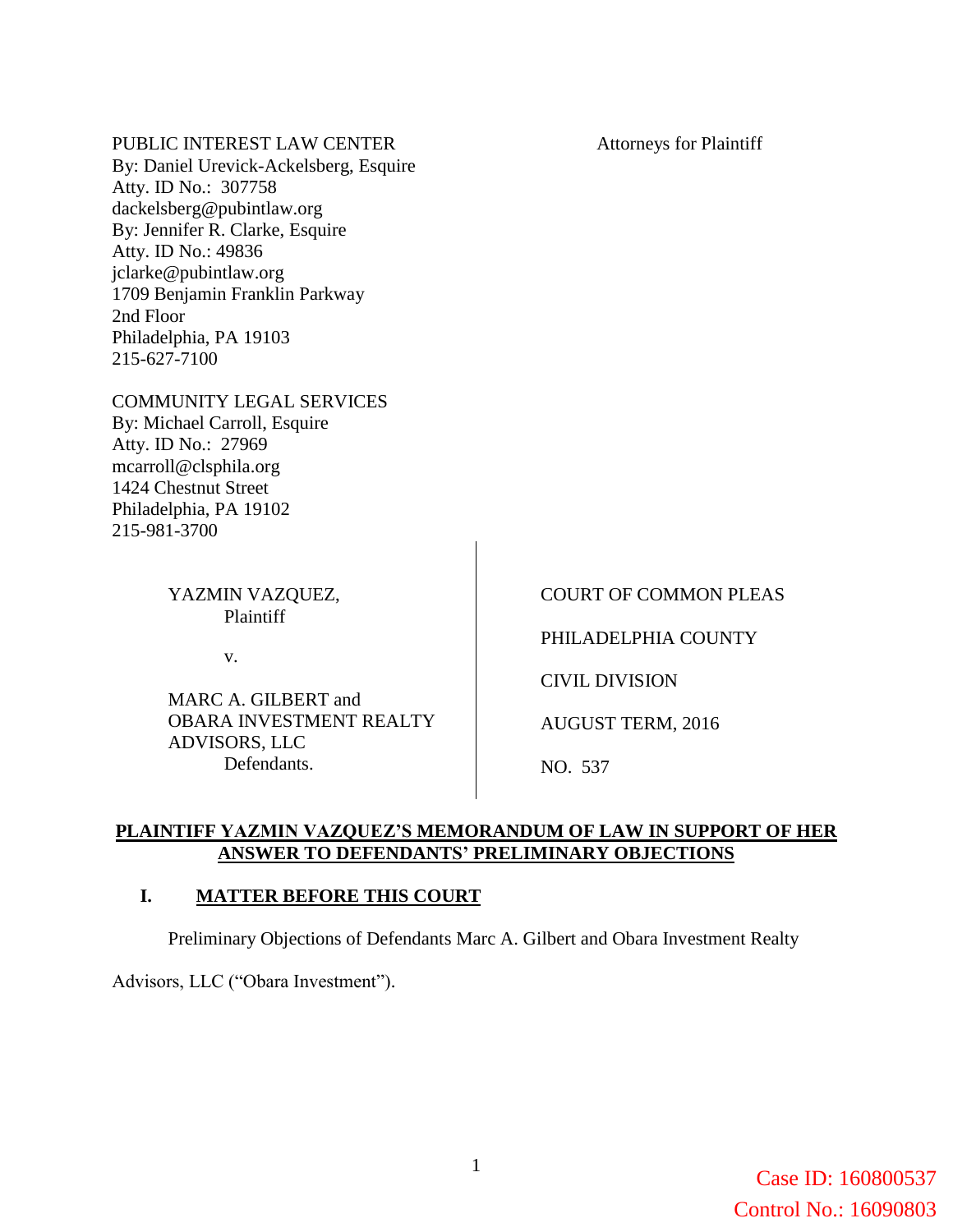PUBLIC INTEREST LAW CENTER
By: Daniel Urevick-Ackelsberg, Esquire
Atty. ID No.: 307758
dackelsberg@pubintlaw.org
By: Jennifer R. Clarke, Esquire
Atty. ID No.: 49836
jclarke@pubintlaw.org
1709 Benjamin Franklin Parkway
2nd Floor
Philadelphia, PA 19103
215-627-7100

Attorneys for Plaintiff

COMMUNITY LEGAL SERVICES
By: Michael Carroll, Esquire
Atty. ID No.: 27969
mcarroll@clsphila.org
1424 Chestnut Street
Philadelphia, PA 19102
215-981-3700

| | |
|---|---|
| YAZMIN VAZQUEZ,<br>Plaintiff<br><br>v.<br><br>MARC A. GILBERT and<br>OBARA INVESTMENT REALTY<br>ADVISORS, LLC<br>Defendants. | COURT OF COMMON PLEAS<br><br>PHILADELPHIA COUNTY<br><br>CIVIL DIVISION<br><br>AUGUST TERM, 2016<br><br>NO. 537 |

**PLAINTIFF YAZMIN VAZQUEZ'S MEMORANDUM OF LAW IN SUPPORT OF HER ANSWER TO DEFENDANTS' PRELIMINARY OBJECTIONS**

## I. MATTER BEFORE THIS COURT

Preliminary Objections of Defendants Marc A. Gilbert and Obara Investment Realty Advisors, LLC ("Obara Investment").

Case ID: 160800537
Control No.: 16090803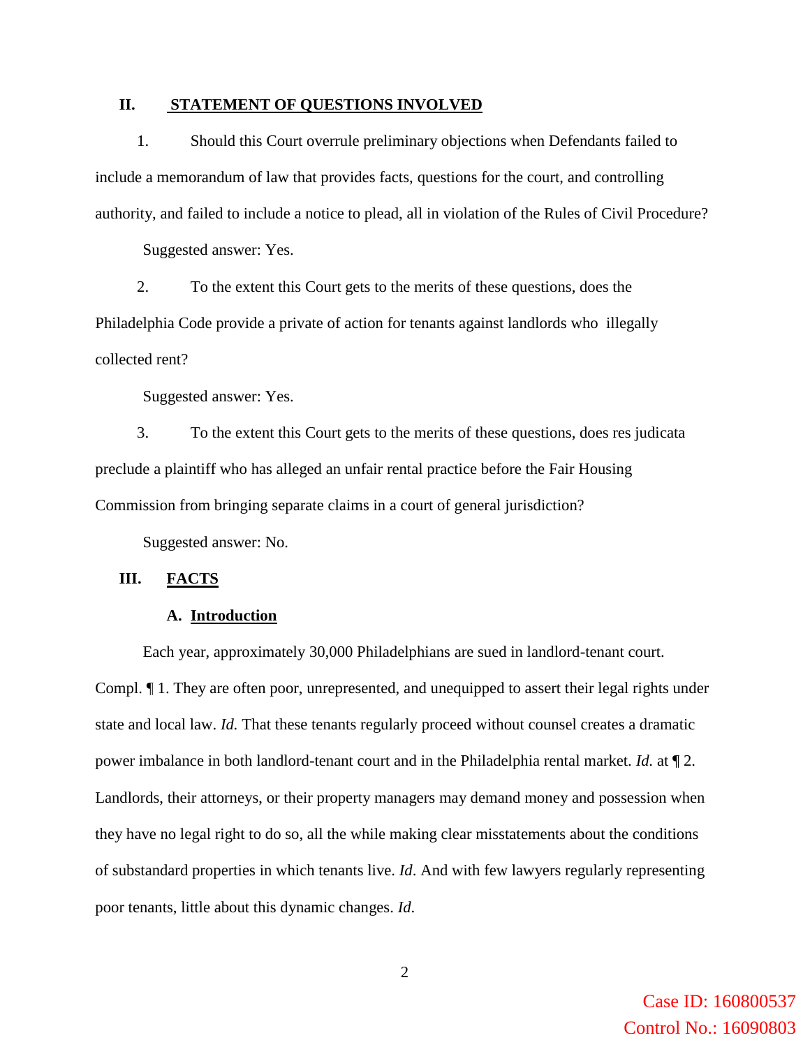## II. STATEMENT OF QUESTIONS INVOLVED

1. Should this Court overrule preliminary objections when Defendants failed to include a memorandum of law that provides facts, questions for the court, and controlling authority, and failed to include a notice to plead, all in violation of the Rules of Civil Procedure?

   Suggested answer: Yes.

2. To the extent this Court gets to the merits of these questions, does the Philadelphia Code provide a private of action for tenants against landlords who illegally collected rent?

   Suggested answer: Yes.

3. To the extent this Court gets to the merits of these questions, does res judicata preclude a plaintiff who has alleged an unfair rental practice before the Fair Housing Commission from bringing separate claims in a court of general jurisdiction?

   Suggested answer: No.

## III. FACTS

### A. Introduction

Each year, approximately 30,000 Philadelphians are sued in landlord-tenant court. Compl. ¶ 1. They are often poor, unrepresented, and unequipped to assert their legal rights under state and local law. *Id.* That these tenants regularly proceed without counsel creates a dramatic power imbalance in both landlord-tenant court and in the Philadelphia rental market. *Id.* at ¶ 2. Landlords, their attorneys, or their property managers may demand money and possession when they have no legal right to do so, all the while making clear misstatements about the conditions of substandard properties in which tenants live. *Id*. And with few lawyers regularly representing poor tenants, little about this dynamic changes. *Id.*

Case ID: 160800537
Control No.: 16090803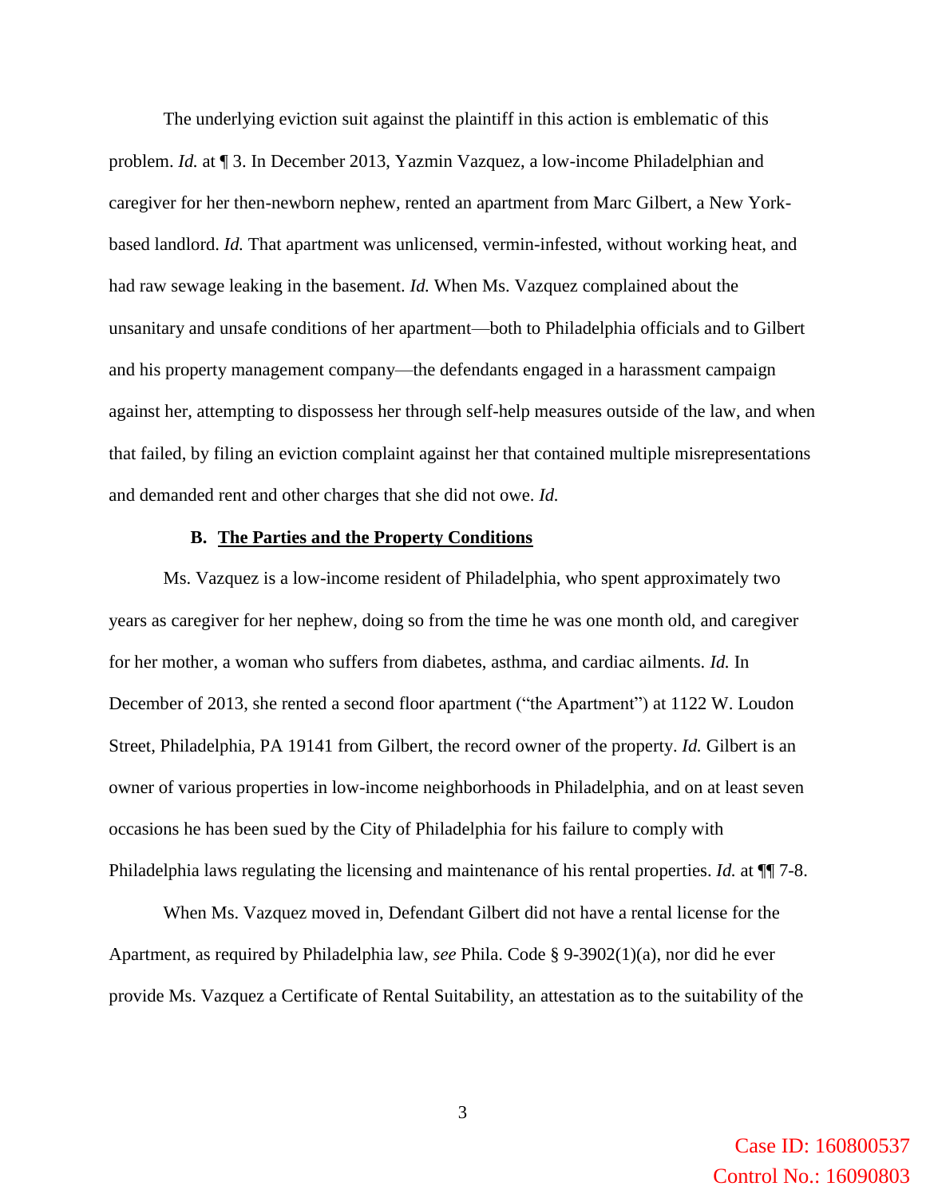The underlying eviction suit against the plaintiff in this action is emblematic of this problem. *Id.* at ¶ 3. In December 2013, Yazmin Vazquez, a low-income Philadelphian and caregiver for her then-newborn nephew, rented an apartment from Marc Gilbert, a New York-based landlord. *Id.* That apartment was unlicensed, vermin-infested, without working heat, and had raw sewage leaking in the basement. *Id.* When Ms. Vazquez complained about the unsanitary and unsafe conditions of her apartment—both to Philadelphia officials and to Gilbert and his property management company—the defendants engaged in a harassment campaign against her, attempting to dispossess her through self-help measures outside of the law, and when that failed, by filing an eviction complaint against her that contained multiple misrepresentations and demanded rent and other charges that she did not owe. *Id.*

### B. <u>The Parties and the Property Conditions</u>

Ms. Vazquez is a low-income resident of Philadelphia, who spent approximately two years as caregiver for her nephew, doing so from the time he was one month old, and caregiver for her mother, a woman who suffers from diabetes, asthma, and cardiac ailments. *Id.* In December of 2013, she rented a second floor apartment ("the Apartment") at 1122 W. Loudon Street, Philadelphia, PA 19141 from Gilbert, the record owner of the property. *Id.* Gilbert is an owner of various properties in low-income neighborhoods in Philadelphia, and on at least seven occasions he has been sued by the City of Philadelphia for his failure to comply with Philadelphia laws regulating the licensing and maintenance of his rental properties. *Id.* at ¶¶ 7-8.

When Ms. Vazquez moved in, Defendant Gilbert did not have a rental license for the Apartment, as required by Philadelphia law, *see* Phila. Code § 9-3902(1)(a), nor did he ever provide Ms. Vazquez a Certificate of Rental Suitability, an attestation as to the suitability of the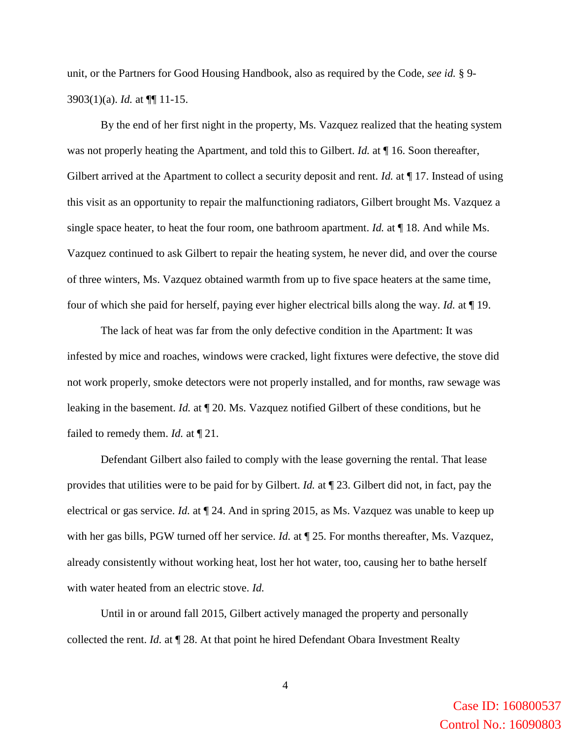unit, or the Partners for Good Housing Handbook, also as required by the Code, *see id.* § 9-3903(1)(a). *Id.* at ¶¶ 11-15.

By the end of her first night in the property, Ms. Vazquez realized that the heating system was not properly heating the Apartment, and told this to Gilbert. *Id.* at ¶ 16. Soon thereafter, Gilbert arrived at the Apartment to collect a security deposit and rent. *Id.* at ¶ 17. Instead of using this visit as an opportunity to repair the malfunctioning radiators, Gilbert brought Ms. Vazquez a single space heater, to heat the four room, one bathroom apartment. *Id.* at ¶ 18. And while Ms. Vazquez continued to ask Gilbert to repair the heating system, he never did, and over the course of three winters, Ms. Vazquez obtained warmth from up to five space heaters at the same time, four of which she paid for herself, paying ever higher electrical bills along the way. *Id.* at ¶ 19.

The lack of heat was far from the only defective condition in the Apartment: It was infested by mice and roaches, windows were cracked, light fixtures were defective, the stove did not work properly, smoke detectors were not properly installed, and for months, raw sewage was leaking in the basement. *Id.* at ¶ 20. Ms. Vazquez notified Gilbert of these conditions, but he failed to remedy them. *Id.* at ¶ 21.

Defendant Gilbert also failed to comply with the lease governing the rental. That lease provides that utilities were to be paid for by Gilbert. *Id.* at ¶ 23. Gilbert did not, in fact, pay the electrical or gas service. *Id.* at ¶ 24. And in spring 2015, as Ms. Vazquez was unable to keep up with her gas bills, PGW turned off her service. *Id.* at ¶ 25. For months thereafter, Ms. Vazquez, already consistently without working heat, lost her hot water, too, causing her to bathe herself with water heated from an electric stove. *Id.*

Until in or around fall 2015, Gilbert actively managed the property and personally collected the rent. *Id.* at ¶ 28. At that point he hired Defendant Obara Investment Realty

Case ID: 160800537
Control No.: 16090803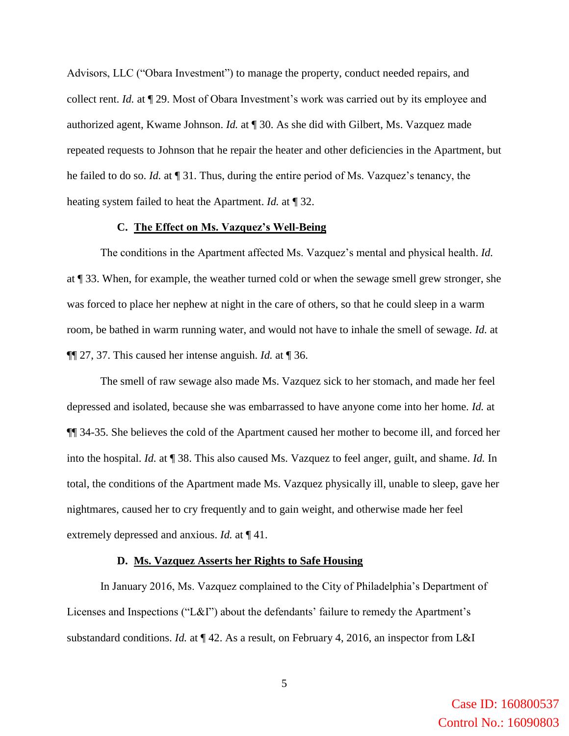Advisors, LLC ("Obara Investment") to manage the property, conduct needed repairs, and collect rent. *Id.* at ¶ 29. Most of Obara Investment's work was carried out by its employee and authorized agent, Kwame Johnson. *Id.* at ¶ 30. As she did with Gilbert, Ms. Vazquez made repeated requests to Johnson that he repair the heater and other deficiencies in the Apartment, but he failed to do so. *Id.* at ¶ 31. Thus, during the entire period of Ms. Vazquez's tenancy, the heating system failed to heat the Apartment. *Id.* at ¶ 32.

### C. <u>The Effect on Ms. Vazquez's Well-Being</u>

The conditions in the Apartment affected Ms. Vazquez's mental and physical health. *Id.* at ¶ 33. When, for example, the weather turned cold or when the sewage smell grew stronger, she was forced to place her nephew at night in the care of others, so that he could sleep in a warm room, be bathed in warm running water, and would not have to inhale the smell of sewage. *Id.* at ¶¶ 27, 37. This caused her intense anguish. *Id.* at ¶ 36.

The smell of raw sewage also made Ms. Vazquez sick to her stomach, and made her feel depressed and isolated, because she was embarrassed to have anyone come into her home. *Id.* at ¶¶ 34-35. She believes the cold of the Apartment caused her mother to become ill, and forced her into the hospital. *Id.* at ¶ 38. This also caused Ms. Vazquez to feel anger, guilt, and shame. *Id.* In total, the conditions of the Apartment made Ms. Vazquez physically ill, unable to sleep, gave her nightmares, caused her to cry frequently and to gain weight, and otherwise made her feel extremely depressed and anxious. *Id.* at ¶ 41.

### D. <u>Ms. Vazquez Asserts her Rights to Safe Housing</u>

In January 2016, Ms. Vazquez complained to the City of Philadelphia's Department of Licenses and Inspections ("L&I") about the defendants' failure to remedy the Apartment's substandard conditions. *Id.* at ¶ 42. As a result, on February 4, 2016, an inspector from L&I

Case ID: 160800537
Control No.: 16090803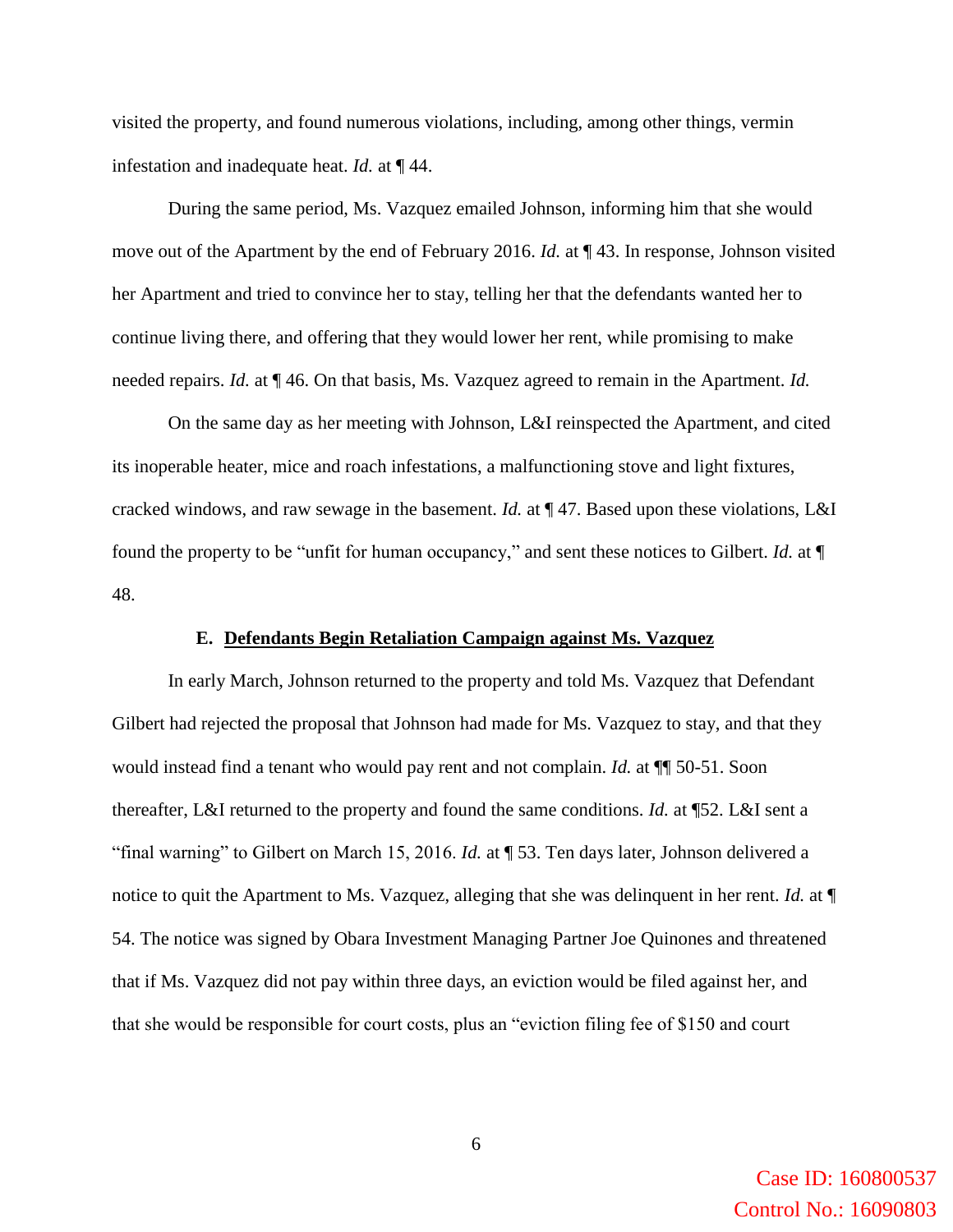visited the property, and found numerous violations, including, among other things, vermin infestation and inadequate heat. *Id.* at ¶ 44.

During the same period, Ms. Vazquez emailed Johnson, informing him that she would move out of the Apartment by the end of February 2016. *Id.* at ¶ 43. In response, Johnson visited her Apartment and tried to convince her to stay, telling her that the defendants wanted her to continue living there, and offering that they would lower her rent, while promising to make needed repairs. *Id.* at ¶ 46. On that basis, Ms. Vazquez agreed to remain in the Apartment. *Id.*

On the same day as her meeting with Johnson, L&I reinspected the Apartment, and cited its inoperable heater, mice and roach infestations, a malfunctioning stove and light fixtures, cracked windows, and raw sewage in the basement. *Id.* at ¶ 47. Based upon these violations, L&I found the property to be "unfit for human occupancy," and sent these notices to Gilbert. *Id.* at ¶ 48.

### E. <u>Defendants Begin Retaliation Campaign against Ms. Vazquez</u>

In early March, Johnson returned to the property and told Ms. Vazquez that Defendant Gilbert had rejected the proposal that Johnson had made for Ms. Vazquez to stay, and that they would instead find a tenant who would pay rent and not complain. *Id.* at ¶¶ 50-51. Soon thereafter, L&I returned to the property and found the same conditions. *Id.* at ¶52. L&I sent a "final warning" to Gilbert on March 15, 2016. *Id.* at ¶ 53. Ten days later, Johnson delivered a notice to quit the Apartment to Ms. Vazquez, alleging that she was delinquent in her rent. *Id.* at ¶ 54. The notice was signed by Obara Investment Managing Partner Joe Quinones and threatened that if Ms. Vazquez did not pay within three days, an eviction would be filed against her, and that she would be responsible for court costs, plus an "eviction filing fee of $150 and court

Case ID: 160800537
Control No.: 16090803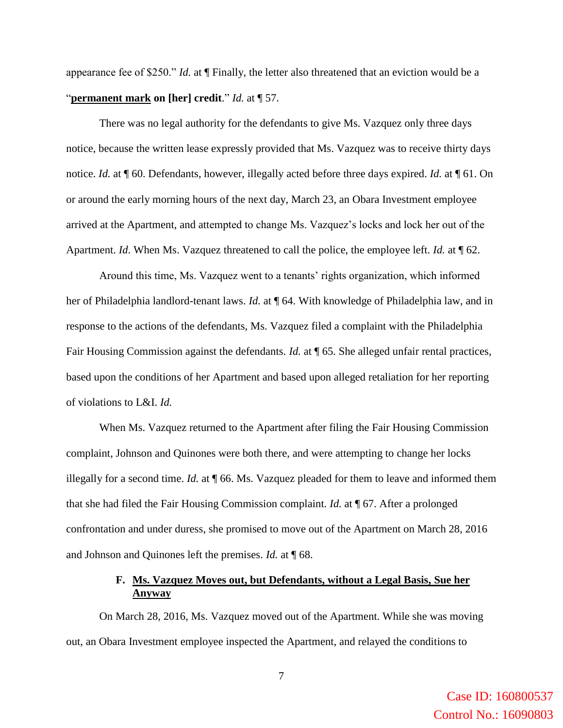appearance fee of $250." *Id.* at ¶ Finally, the letter also threatened that an eviction would be a "**permanent mark** **on [her] credit**." *Id.* at ¶ 57.

There was no legal authority for the defendants to give Ms. Vazquez only three days notice, because the written lease expressly provided that Ms. Vazquez was to receive thirty days notice. *Id.* at ¶ 60. Defendants, however, illegally acted before three days expired. *Id.* at ¶ 61. On or around the early morning hours of the next day, March 23, an Obara Investment employee arrived at the Apartment, and attempted to change Ms. Vazquez's locks and lock her out of the Apartment. *Id*. When Ms. Vazquez threatened to call the police, the employee left. *Id.* at ¶ 62.

Around this time, Ms. Vazquez went to a tenants' rights organization, which informed her of Philadelphia landlord-tenant laws. *Id.* at ¶ 64. With knowledge of Philadelphia law, and in response to the actions of the defendants, Ms. Vazquez filed a complaint with the Philadelphia Fair Housing Commission against the defendants. *Id.* at ¶ 65. She alleged unfair rental practices, based upon the conditions of her Apartment and based upon alleged retaliation for her reporting of violations to L&I. *Id.*

When Ms. Vazquez returned to the Apartment after filing the Fair Housing Commission complaint, Johnson and Quinones were both there, and were attempting to change her locks illegally for a second time. *Id.* at ¶ 66. Ms. Vazquez pleaded for them to leave and informed them that she had filed the Fair Housing Commission complaint. *Id.* at ¶ 67. After a prolonged confrontation and under duress, she promised to move out of the Apartment on March 28, 2016 and Johnson and Quinones left the premises. *Id.* at ¶ 68.

### F. Ms. Vazquez Moves out, but Defendants, without a Legal Basis, Sue her Anyway

On March 28, 2016, Ms. Vazquez moved out of the Apartment. While she was moving out, an Obara Investment employee inspected the Apartment, and relayed the conditions to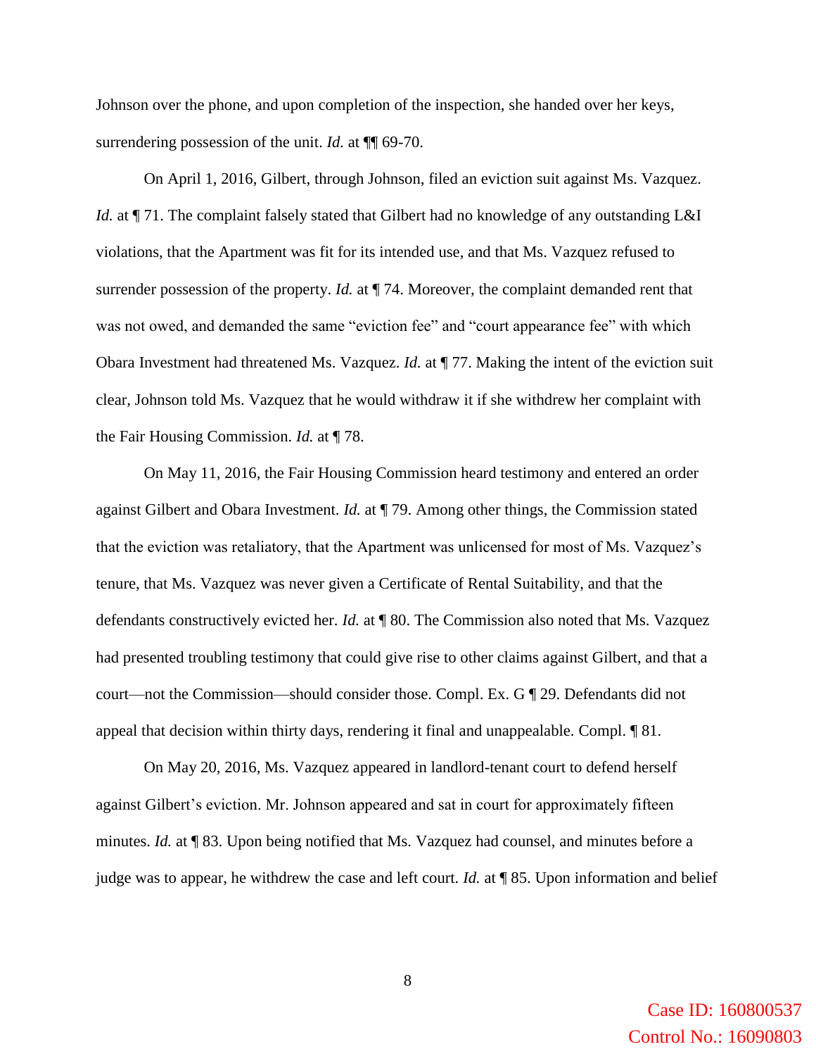Johnson over the phone, and upon completion of the inspection, she handed over her keys, surrendering possession of the unit. *Id.* at ¶¶ 69-70.

On April 1, 2016, Gilbert, through Johnson, filed an eviction suit against Ms. Vazquez. *Id.* at ¶ 71. The complaint falsely stated that Gilbert had no knowledge of any outstanding L&I violations, that the Apartment was fit for its intended use, and that Ms. Vazquez refused to surrender possession of the property. *Id.* at ¶ 74. Moreover, the complaint demanded rent that was not owed, and demanded the same "eviction fee" and "court appearance fee" with which Obara Investment had threatened Ms. Vazquez. *Id.* at ¶ 77. Making the intent of the eviction suit clear, Johnson told Ms. Vazquez that he would withdraw it if she withdrew her complaint with the Fair Housing Commission. *Id.* at ¶ 78.

On May 11, 2016, the Fair Housing Commission heard testimony and entered an order against Gilbert and Obara Investment. *Id.* at ¶ 79. Among other things, the Commission stated that the eviction was retaliatory, that the Apartment was unlicensed for most of Ms. Vazquez's tenure, that Ms. Vazquez was never given a Certificate of Rental Suitability, and that the defendants constructively evicted her. *Id.* at ¶ 80. The Commission also noted that Ms. Vazquez had presented troubling testimony that could give rise to other claims against Gilbert, and that a court—not the Commission—should consider those. Compl. Ex. G ¶ 29. Defendants did not appeal that decision within thirty days, rendering it final and unappealable. Compl. ¶ 81.

On May 20, 2016, Ms. Vazquez appeared in landlord-tenant court to defend herself against Gilbert's eviction. Mr. Johnson appeared and sat in court for approximately fifteen minutes. *Id.* at ¶ 83. Upon being notified that Ms. Vazquez had counsel, and minutes before a judge was to appear, he withdrew the case and left court. *Id.* at ¶ 85. Upon information and belief

Case ID: 160800537
Control No.: 16090803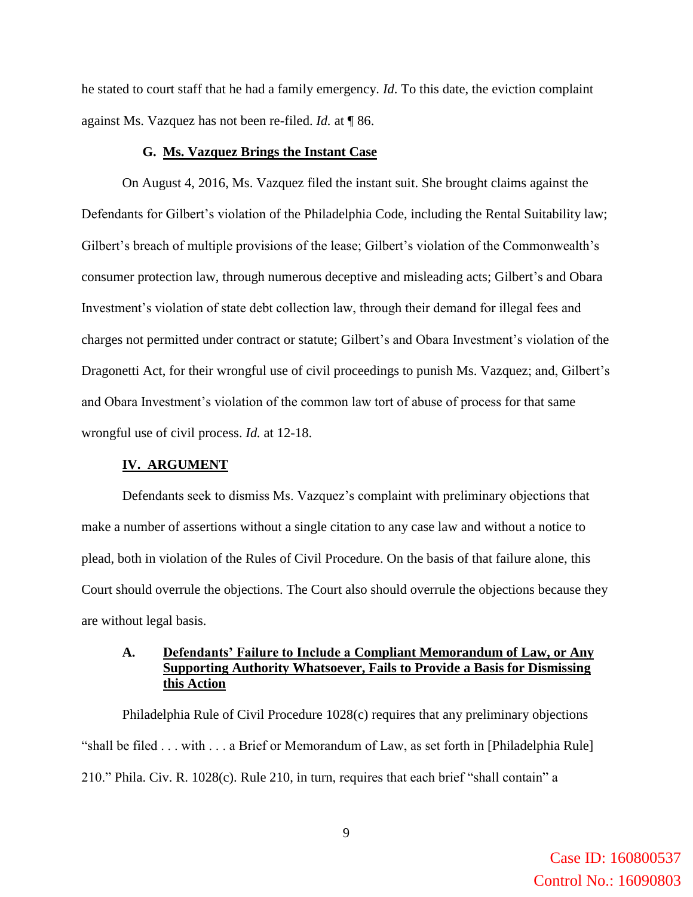he stated to court staff that he had a family emergency. *Id.* To this date, the eviction complaint against Ms. Vazquez has not been re-filed. *Id.* at ¶ 86.

### G. Ms. Vazquez Brings the Instant Case

On August 4, 2016, Ms. Vazquez filed the instant suit. She brought claims against the Defendants for Gilbert's violation of the Philadelphia Code, including the Rental Suitability law; Gilbert's breach of multiple provisions of the lease; Gilbert's violation of the Commonwealth's consumer protection law, through numerous deceptive and misleading acts; Gilbert's and Obara Investment's violation of state debt collection law, through their demand for illegal fees and charges not permitted under contract or statute; Gilbert's and Obara Investment's violation of the Dragonetti Act, for their wrongful use of civil proceedings to punish Ms. Vazquez; and, Gilbert's and Obara Investment's violation of the common law tort of abuse of process for that same wrongful use of civil process. *Id.* at 12-18.

## IV. ARGUMENT

Defendants seek to dismiss Ms. Vazquez's complaint with preliminary objections that make a number of assertions without a single citation to any case law and without a notice to plead, both in violation of the Rules of Civil Procedure. On the basis of that failure alone, this Court should overrule the objections. The Court also should overrule the objections because they are without legal basis.

### A. Defendants' Failure to Include a Compliant Memorandum of Law, or Any Supporting Authority Whatsoever, Fails to Provide a Basis for Dismissing this Action

Philadelphia Rule of Civil Procedure 1028(c) requires that any preliminary objections "shall be filed . . . with . . . a Brief or Memorandum of Law, as set forth in [Philadelphia Rule] 210." Phila. Civ. R. 1028(c). Rule 210, in turn, requires that each brief "shall contain" a

Case ID: 160800537
Control No.: 16090803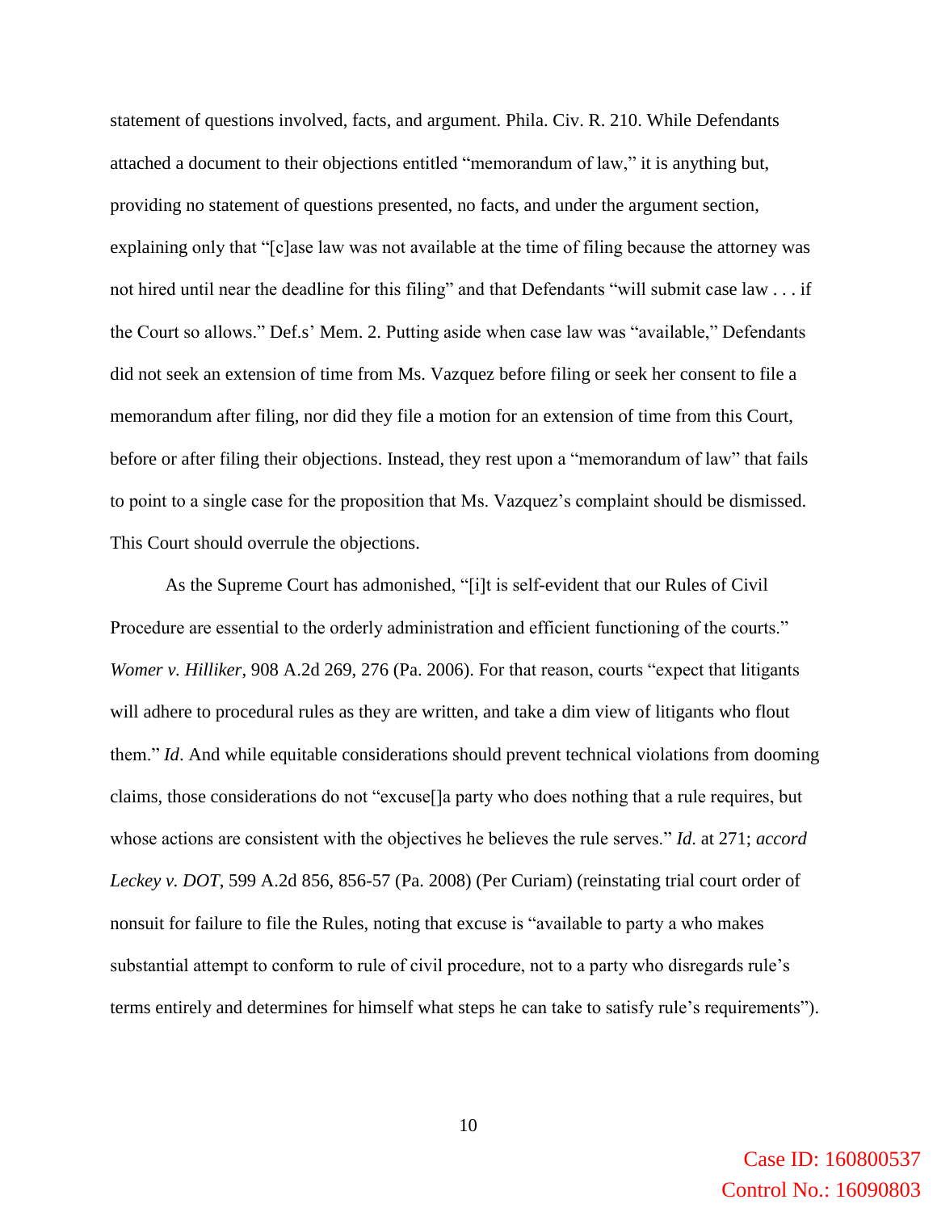statement of questions involved, facts, and argument. Phila. Civ. R. 210. While Defendants attached a document to their objections entitled "memorandum of law," it is anything but, providing no statement of questions presented, no facts, and under the argument section, explaining only that "[c]ase law was not available at the time of filing because the attorney was not hired until near the deadline for this filing" and that Defendants "will submit case law . . . if the Court so allows." Def.s' Mem. 2. Putting aside when case law was "available," Defendants did not seek an extension of time from Ms. Vazquez before filing or seek her consent to file a memorandum after filing, nor did they file a motion for an extension of time from this Court, before or after filing their objections. Instead, they rest upon a "memorandum of law" that fails to point to a single case for the proposition that Ms. Vazquez's complaint should be dismissed. This Court should overrule the objections.

As the Supreme Court has admonished, "[i]t is self-evident that our Rules of Civil Procedure are essential to the orderly administration and efficient functioning of the courts." *Womer v. Hilliker*, 908 A.2d 269, 276 (Pa. 2006). For that reason, courts "expect that litigants will adhere to procedural rules as they are written, and take a dim view of litigants who flout them." *Id*. And while equitable considerations should prevent technical violations from dooming claims, those considerations do not "excuse[]a party who does nothing that a rule requires, but whose actions are consistent with the objectives he believes the rule serves." *Id*. at 271; *accord Leckey v. DOT*, 599 A.2d 856, 856-57 (Pa. 2008) (Per Curiam) (reinstating trial court order of nonsuit for failure to file the Rules, noting that excuse is "available to party a who makes substantial attempt to conform to rule of civil procedure, not to a party who disregards rule's terms entirely and determines for himself what steps he can take to satisfy rule's requirements").

Case ID: 160800537
Control No.: 16090803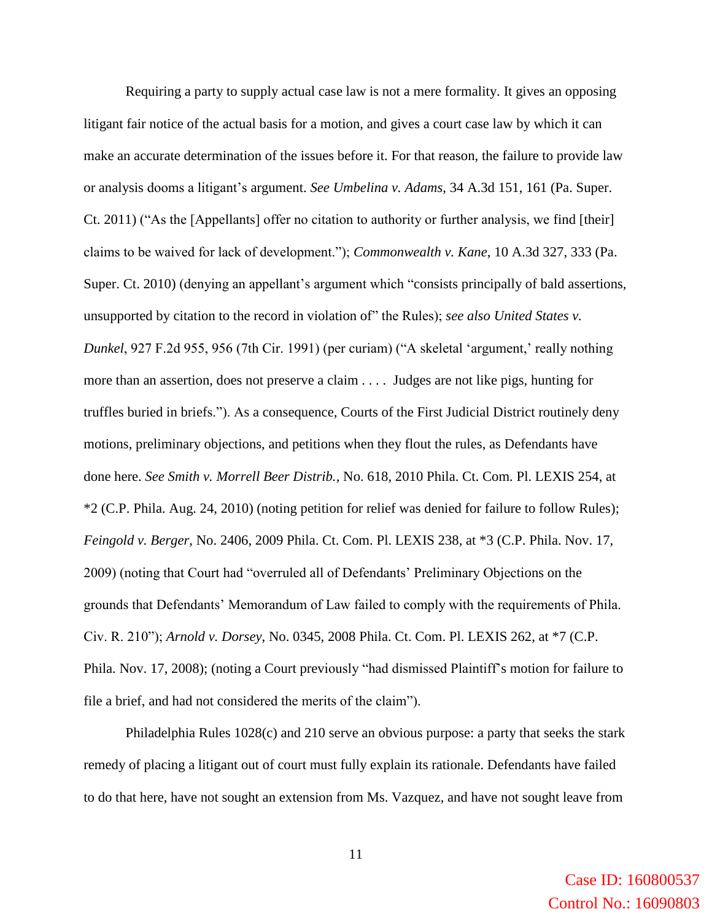Requiring a party to supply actual case law is not a mere formality. It gives an opposing litigant fair notice of the actual basis for a motion, and gives a court case law by which it can make an accurate determination of the issues before it. For that reason, the failure to provide law or analysis dooms a litigant's argument. *See Umbelina v. Adams*, 34 A.3d 151, 161 (Pa. Super. Ct. 2011) ("As the [Appellants] offer no citation to authority or further analysis, we find [their] claims to be waived for lack of development."); *Commonwealth v. Kane*, 10 A.3d 327, 333 (Pa. Super. Ct. 2010) (denying an appellant's argument which "consists principally of bald assertions, unsupported by citation to the record in violation of" the Rules); *see also United States v. Dunkel*, 927 F.2d 955, 956 (7th Cir. 1991) (per curiam) ("A skeletal 'argument,' really nothing more than an assertion, does not preserve a claim . . . .  Judges are not like pigs, hunting for truffles buried in briefs."). As a consequence, Courts of the First Judicial District routinely deny motions, preliminary objections, and petitions when they flout the rules, as Defendants have done here. *See Smith v. Morrell Beer Distrib.*, No. 618, 2010 Phila. Ct. Com. Pl. LEXIS 254, at *2 (C.P. Phila. Aug. 24, 2010) (noting petition for relief was denied for failure to follow Rules); *Feingold v. Berger*, No. 2406, 2009 Phila. Ct. Com. Pl. LEXIS 238, at *3 (C.P. Phila. Nov. 17, 2009) (noting that Court had "overruled all of Defendants' Preliminary Objections on the grounds that Defendants' Memorandum of Law failed to comply with the requirements of Phila. Civ. R. 210"); *Arnold v. Dorsey*, No. 0345, 2008 Phila. Ct. Com. Pl. LEXIS 262, at *7 (C.P. Phila. Nov. 17, 2008); (noting a Court previously "had dismissed Plaintiff's motion for failure to file a brief, and had not considered the merits of the claim").

Philadelphia Rules 1028(c) and 210 serve an obvious purpose: a party that seeks the stark remedy of placing a litigant out of court must fully explain its rationale. Defendants have failed to do that here, have not sought an extension from Ms. Vazquez, and have not sought leave from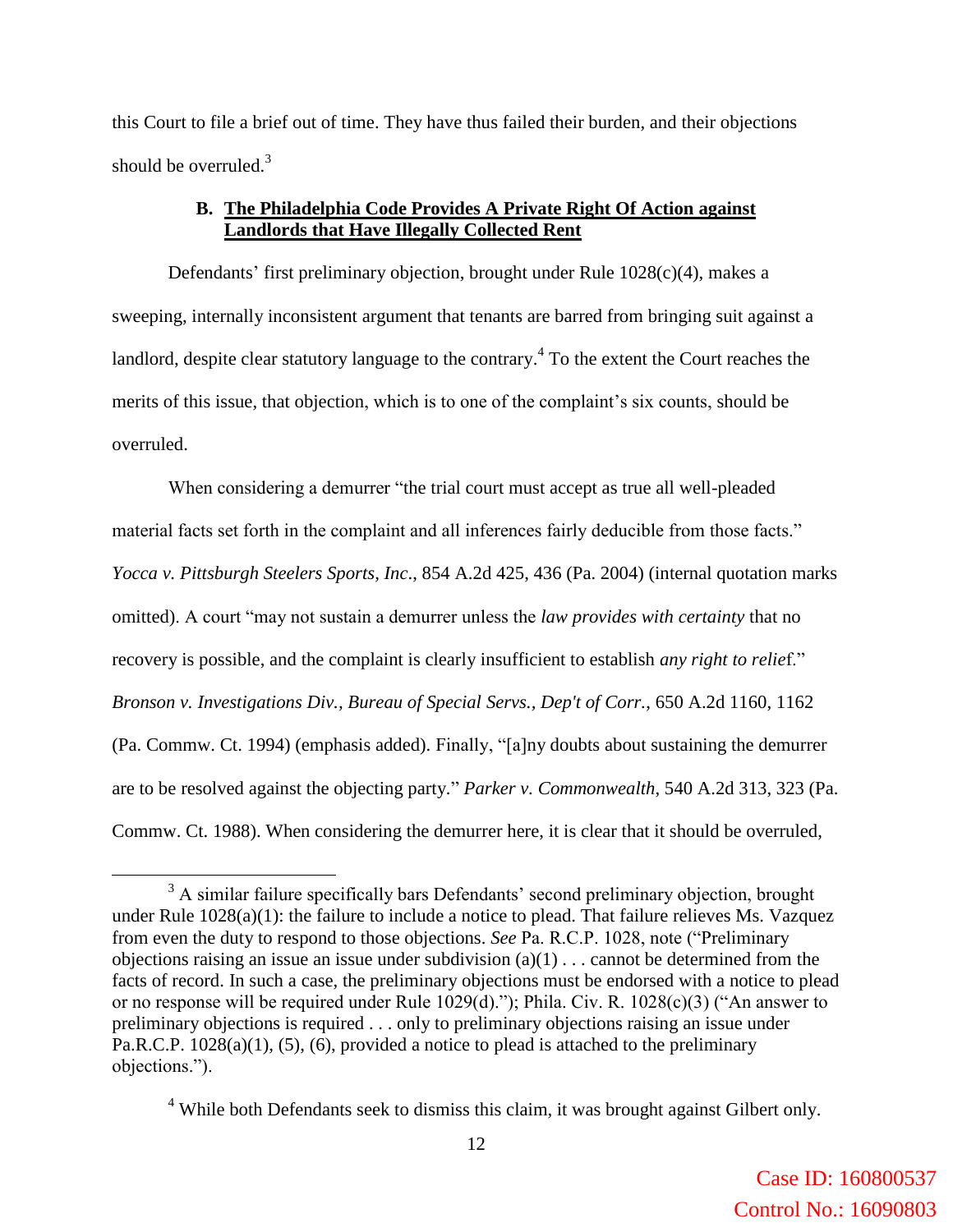this Court to file a brief out of time. They have thus failed their burden, and their objections should be overruled.[3]

### B. The Philadelphia Code Provides A Private Right Of Action against Landlords that Have Illegally Collected Rent

Defendants' first preliminary objection, brought under Rule 1028(c)(4), makes a sweeping, internally inconsistent argument that tenants are barred from bringing suit against a landlord, despite clear statutory language to the contrary.[4] To the extent the Court reaches the merits of this issue, that objection, which is to one of the complaint's six counts, should be overruled.

When considering a demurrer "the trial court must accept as true all well-pleaded material facts set forth in the complaint and all inferences fairly deducible from those facts." *Yocca v. Pittsburgh Steelers Sports, Inc*., 854 A.2d 425, 436 (Pa. 2004) (internal quotation marks omitted). A court "may not sustain a demurrer unless the *law provides with certainty* that no recovery is possible, and the complaint is clearly insufficient to establish *any right to relie*f." *Bronson v. Investigations Div., Bureau of Special Servs., Dep't of Corr.*, 650 A.2d 1160, 1162 (Pa. Commw. Ct. 1994) (emphasis added). Finally, "[a]ny doubts about sustaining the demurrer are to be resolved against the objecting party." *Parker v. Commonwealth*, 540 A.2d 313, 323 (Pa. Commw. Ct. 1988). When considering the demurrer here, it is clear that it should be overruled,

---

[3] A similar failure specifically bars Defendants' second preliminary objection, brought under Rule 1028(a)(1): the failure to include a notice to plead. That failure relieves Ms. Vazquez from even the duty to respond to those objections. *See* Pa. R.C.P. 1028, note ("Preliminary objections raising an issue an issue under subdivision (a)(1) . . . cannot be determined from the facts of record. In such a case, the preliminary objections must be endorsed with a notice to plead or no response will be required under Rule 1029(d)."); Phila. Civ. R. 1028(c)(3) ("An answer to preliminary objections is required . . . only to preliminary objections raising an issue under Pa.R.C.P. 1028(a)(1), (5), (6), provided a notice to plead is attached to the preliminary objections.").

[4] While both Defendants seek to dismiss this claim, it was brought against Gilbert only.

Case ID: 160800537
Control No.: 16090803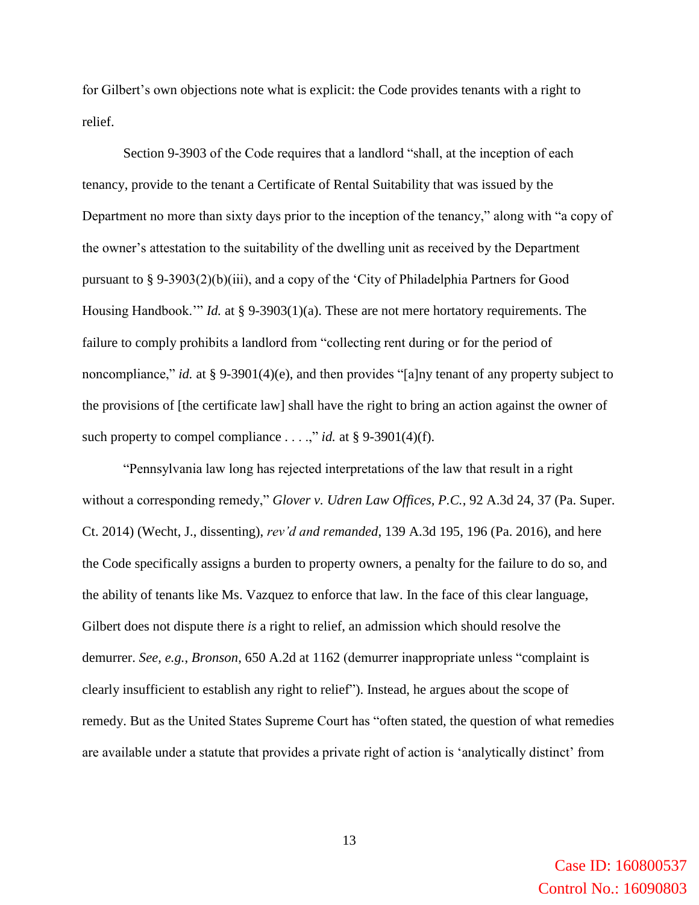for Gilbert's own objections note what is explicit: the Code provides tenants with a right to relief.

Section 9-3903 of the Code requires that a landlord "shall, at the inception of each tenancy, provide to the tenant a Certificate of Rental Suitability that was issued by the Department no more than sixty days prior to the inception of the tenancy," along with "a copy of the owner's attestation to the suitability of the dwelling unit as received by the Department pursuant to § 9-3903(2)(b)(iii), and a copy of the 'City of Philadelphia Partners for Good Housing Handbook.'" *Id.* at § 9-3903(1)(a). These are not mere hortatory requirements. The failure to comply prohibits a landlord from "collecting rent during or for the period of noncompliance," *id.* at § 9-3901(4)(e), and then provides "[a]ny tenant of any property subject to the provisions of [the certificate law] shall have the right to bring an action against the owner of such property to compel compliance . . . .," *id.* at § 9-3901(4)(f).

"Pennsylvania law long has rejected interpretations of the law that result in a right without a corresponding remedy," *Glover v. Udren Law Offices, P.C.*, 92 A.3d 24, 37 (Pa. Super. Ct. 2014) (Wecht, J., dissenting), *rev'd and remanded*, 139 A.3d 195, 196 (Pa. 2016), and here the Code specifically assigns a burden to property owners, a penalty for the failure to do so, and the ability of tenants like Ms. Vazquez to enforce that law. In the face of this clear language, Gilbert does not dispute there *is* a right to relief, an admission which should resolve the demurrer. *See, e.g.*, *Bronson*, 650 A.2d at 1162 (demurrer inappropriate unless "complaint is clearly insufficient to establish any right to relief"). Instead, he argues about the scope of remedy. But as the United States Supreme Court has "often stated, the question of what remedies are available under a statute that provides a private right of action is 'analytically distinct' from

Case ID: 160800537
Control No.: 16090803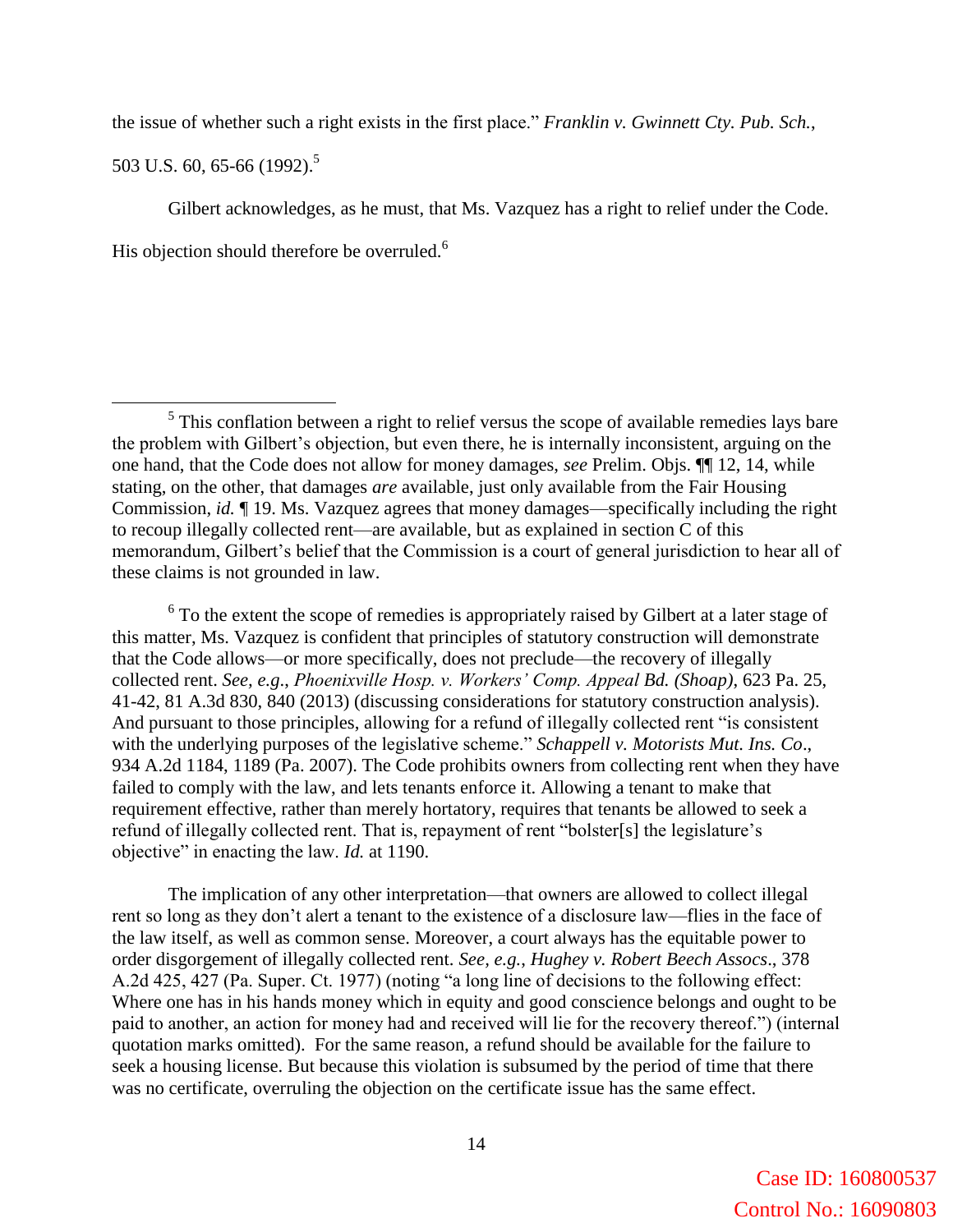the issue of whether such a right exists in the first place." *Franklin v. Gwinnett Cty. Pub. Sch.*, 503 U.S. 60, 65-66 (1992).[5]

Gilbert acknowledges, as he must, that Ms. Vazquez has a right to relief under the Code. His objection should therefore be overruled.[6]

---

[5] This conflation between a right to relief versus the scope of available remedies lays bare the problem with Gilbert's objection, but even there, he is internally inconsistent, arguing on the one hand, that the Code does not allow for money damages, *see* Prelim. Objs. ¶¶ 12, 14, while stating, on the other, that damages *are* available, just only available from the Fair Housing Commission, *id.* ¶ 19. Ms. Vazquez agrees that money damages—specifically including the right to recoup illegally collected rent—are available, but as explained in section C of this memorandum, Gilbert's belief that the Commission is a court of general jurisdiction to hear all of these claims is not grounded in law.

[6] To the extent the scope of remedies is appropriately raised by Gilbert at a later stage of this matter, Ms. Vazquez is confident that principles of statutory construction will demonstrate that the Code allows—or more specifically, does not preclude—the recovery of illegally collected rent. *See, e.g.*, *Phoenixville Hosp. v. Workers' Comp. Appeal Bd. (Shoap)*, 623 Pa. 25, 41-42, 81 A.3d 830, 840 (2013) (discussing considerations for statutory construction analysis). And pursuant to those principles, allowing for a refund of illegally collected rent "is consistent with the underlying purposes of the legislative scheme." *Schappell v. Motorists Mut. Ins. Co*., 934 A.2d 1184, 1189 (Pa. 2007). The Code prohibits owners from collecting rent when they have failed to comply with the law, and lets tenants enforce it. Allowing a tenant to make that requirement effective, rather than merely hortatory, requires that tenants be allowed to seek a refund of illegally collected rent. That is, repayment of rent "bolster[s] the legislature's objective" in enacting the law. *Id.* at 1190.

The implication of any other interpretation—that owners are allowed to collect illegal rent so long as they don't alert a tenant to the existence of a disclosure law—flies in the face of the law itself, as well as common sense. Moreover, a court always has the equitable power to order disgorgement of illegally collected rent. *See, e.g., Hughey v. Robert Beech Assocs*., 378 A.2d 425, 427 (Pa. Super. Ct. 1977) (noting "a long line of decisions to the following effect: Where one has in his hands money which in equity and good conscience belongs and ought to be paid to another, an action for money had and received will lie for the recovery thereof.") (internal quotation marks omitted). For the same reason, a refund should be available for the failure to seek a housing license. But because this violation is subsumed by the period of time that there was no certificate, overruling the objection on the certificate issue has the same effect.

Case ID: 160800537
Control No.: 16090803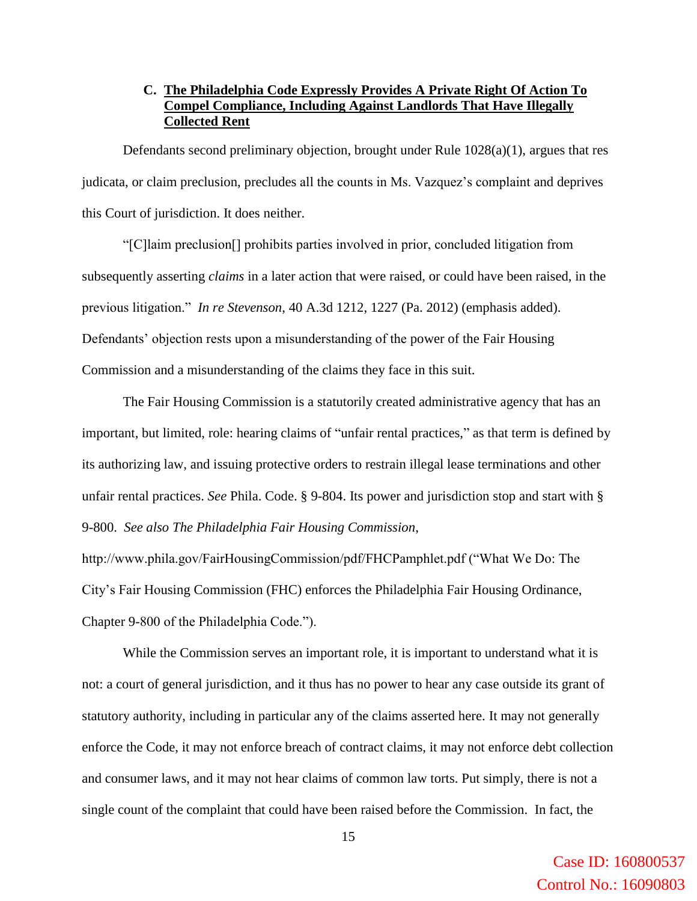### C. <u>The Philadelphia Code Expressly Provides A Private Right Of Action To Compel Compliance, Including Against Landlords That Have Illegally Collected Rent</u>

Defendants second preliminary objection, brought under Rule 1028(a)(1), argues that res judicata, or claim preclusion, precludes all the counts in Ms. Vazquez's complaint and deprives this Court of jurisdiction. It does neither.

"[C]laim preclusion[] prohibits parties involved in prior, concluded litigation from subsequently asserting *claims* in a later action that were raised, or could have been raised, in the previous litigation." *In re Stevenson*, 40 A.3d 1212, 1227 (Pa. 2012) (emphasis added). Defendants' objection rests upon a misunderstanding of the power of the Fair Housing Commission and a misunderstanding of the claims they face in this suit.

The Fair Housing Commission is a statutorily created administrative agency that has an important, but limited, role: hearing claims of "unfair rental practices," as that term is defined by its authorizing law, and issuing protective orders to restrain illegal lease terminations and other unfair rental practices. *See* Phila. Code. § 9-804. Its power and jurisdiction stop and start with § 9-800. *See also The Philadelphia Fair Housing Commission*, http://www.phila.gov/FairHousingCommission/pdf/FHCPamphlet.pdf ("What We Do: The City's Fair Housing Commission (FHC) enforces the Philadelphia Fair Housing Ordinance, Chapter 9-800 of the Philadelphia Code.").

While the Commission serves an important role, it is important to understand what it is not: a court of general jurisdiction, and it thus has no power to hear any case outside its grant of statutory authority, including in particular any of the claims asserted here. It may not generally enforce the Code, it may not enforce breach of contract claims, it may not enforce debt collection and consumer laws, and it may not hear claims of common law torts. Put simply, there is not a single count of the complaint that could have been raised before the Commission. In fact, the

Case ID: 160800537
Control No.: 16090803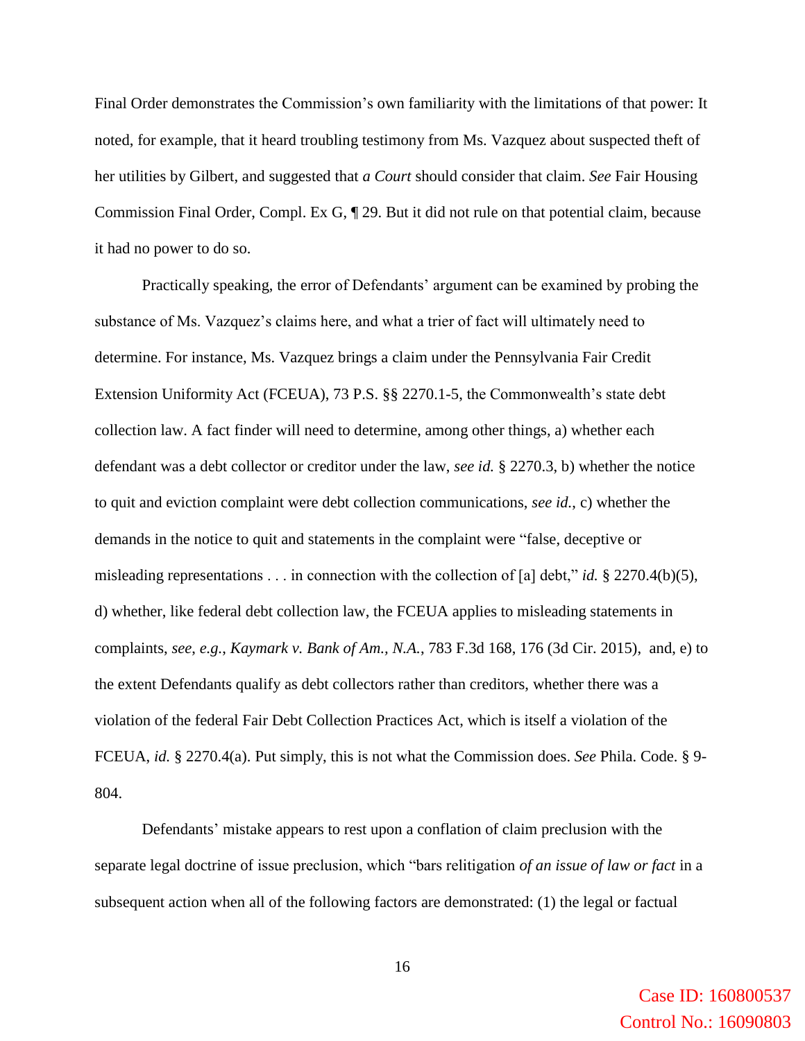Final Order demonstrates the Commission's own familiarity with the limitations of that power: It noted, for example, that it heard troubling testimony from Ms. Vazquez about suspected theft of her utilities by Gilbert, and suggested that *a Court* should consider that claim. *See* Fair Housing Commission Final Order, Compl. Ex G, ¶ 29. But it did not rule on that potential claim, because it had no power to do so.

Practically speaking, the error of Defendants' argument can be examined by probing the substance of Ms. Vazquez's claims here, and what a trier of fact will ultimately need to determine. For instance, Ms. Vazquez brings a claim under the Pennsylvania Fair Credit Extension Uniformity Act (FCEUA), 73 P.S. §§ 2270.1-5, the Commonwealth's state debt collection law. A fact finder will need to determine, among other things, a) whether each defendant was a debt collector or creditor under the law, *see id.* § 2270.3, b) whether the notice to quit and eviction complaint were debt collection communications, *see id.*, c) whether the demands in the notice to quit and statements in the complaint were "false, deceptive or misleading representations . . . in connection with the collection of [a] debt," *id.* § 2270.4(b)(5), d) whether, like federal debt collection law, the FCEUA applies to misleading statements in complaints, *see*, *e.g.*, *Kaymark v. Bank of Am., N.A.*, 783 F.3d 168, 176 (3d Cir. 2015), and, e) to the extent Defendants qualify as debt collectors rather than creditors, whether there was a violation of the federal Fair Debt Collection Practices Act, which is itself a violation of the FCEUA, *id.* § 2270.4(a). Put simply, this is not what the Commission does. *See* Phila. Code. § 9-804.

Defendants' mistake appears to rest upon a conflation of claim preclusion with the separate legal doctrine of issue preclusion, which "bars relitigation *of an issue of law or fact* in a subsequent action when all of the following factors are demonstrated: (1) the legal or factual

Case ID: 160800537
Control No.: 16090803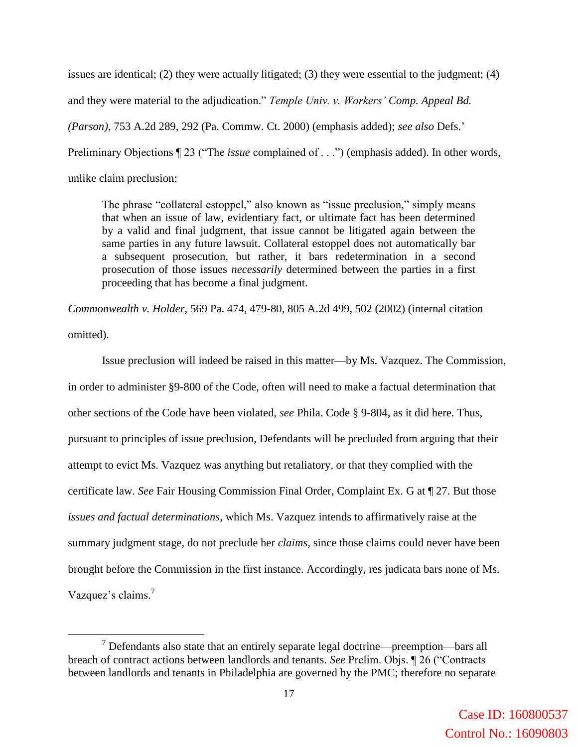issues are identical; (2) they were actually litigated; (3) they were essential to the judgment; (4) and they were material to the adjudication." *Temple Univ. v. Workers' Comp. Appeal Bd. (Parson)*, 753 A.2d 289, 292 (Pa. Commw. Ct. 2000) (emphasis added); *see also* Defs.' Preliminary Objections ¶ 23 ("The *issue* complained of . . .") (emphasis added). In other words, unlike claim preclusion:

> The phrase "collateral estoppel," also known as "issue preclusion," simply means that when an issue of law, evidentiary fact, or ultimate fact has been determined by a valid and final judgment, that issue cannot be litigated again between the same parties in any future lawsuit. Collateral estoppel does not automatically bar a subsequent prosecution, but rather, it bars redetermination in a second prosecution of those issues *necessarily* determined between the parties in a first proceeding that has become a final judgment.

*Commonwealth v. Holder*, 569 Pa. 474, 479-80, 805 A.2d 499, 502 (2002) (internal citation omitted).

Issue preclusion will indeed be raised in this matter—by Ms. Vazquez. The Commission, in order to administer §9-800 of the Code, often will need to make a factual determination that other sections of the Code have been violated, *see* Phila. Code § 9-804, as it did here. Thus, pursuant to principles of issue preclusion, Defendants will be precluded from arguing that their attempt to evict Ms. Vazquez was anything but retaliatory, or that they complied with the certificate law. *See* Fair Housing Commission Final Order, Complaint Ex. G at ¶ 27. But those *issues and factual determinations*, which Ms. Vazquez intends to affirmatively raise at the summary judgment stage, do not preclude her *claims*, since those claims could never have been brought before the Commission in the first instance. Accordingly, res judicata bars none of Ms. Vazquez's claims.[7]

---

[7] Defendants also state that an entirely separate legal doctrine—preemption—bars all breach of contract actions between landlords and tenants. *See* Prelim. Objs. ¶ 26 ("Contracts between landlords and tenants in Philadelphia are governed by the PMC; therefore no separate

Case ID: 160800537
Control No.: 16090803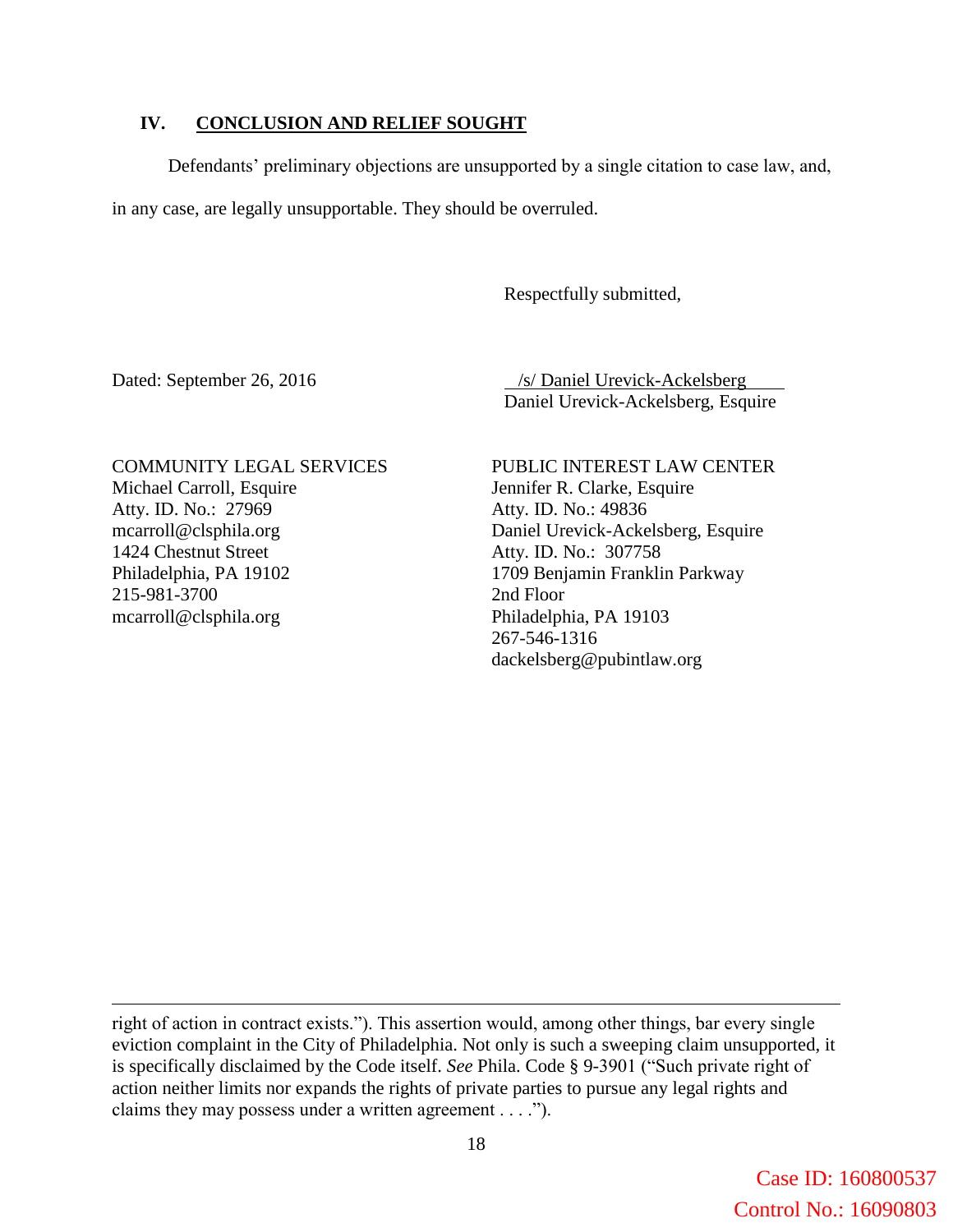## IV. CONCLUSION AND RELIEF SOUGHT

Defendants' preliminary objections are unsupported by a single citation to case law, and, in any case, are legally unsupportable. They should be overruled.

Respectfully submitted,

Dated: September 26, 2016

/s/ Daniel Urevick-Ackelsberg
Daniel Urevick-Ackelsberg, Esquire

COMMUNITY LEGAL SERVICES
Michael Carroll, Esquire
Atty. ID. No.: 27969
mcarroll@clsphila.org
1424 Chestnut Street
Philadelphia, PA 19102
215-981-3700
mcarroll@clsphila.org

PUBLIC INTEREST LAW CENTER
Jennifer R. Clarke, Esquire
Atty. ID. No.: 49836
Daniel Urevick-Ackelsberg, Esquire
Atty. ID. No.: 307758
1709 Benjamin Franklin Parkway
2nd Floor
Philadelphia, PA 19103
267-546-1316
dackelsberg@pubintlaw.org

---

right of action in contract exists."). This assertion would, among other things, bar every single eviction complaint in the City of Philadelphia. Not only is such a sweeping claim unsupported, it is specifically disclaimed by the Code itself. *See* Phila. Code § 9-3901 ("Such private right of action neither limits nor expands the rights of private parties to pursue any legal rights and claims they may possess under a written agreement . . . .").

Case ID: 160800537
Control No.: 16090803